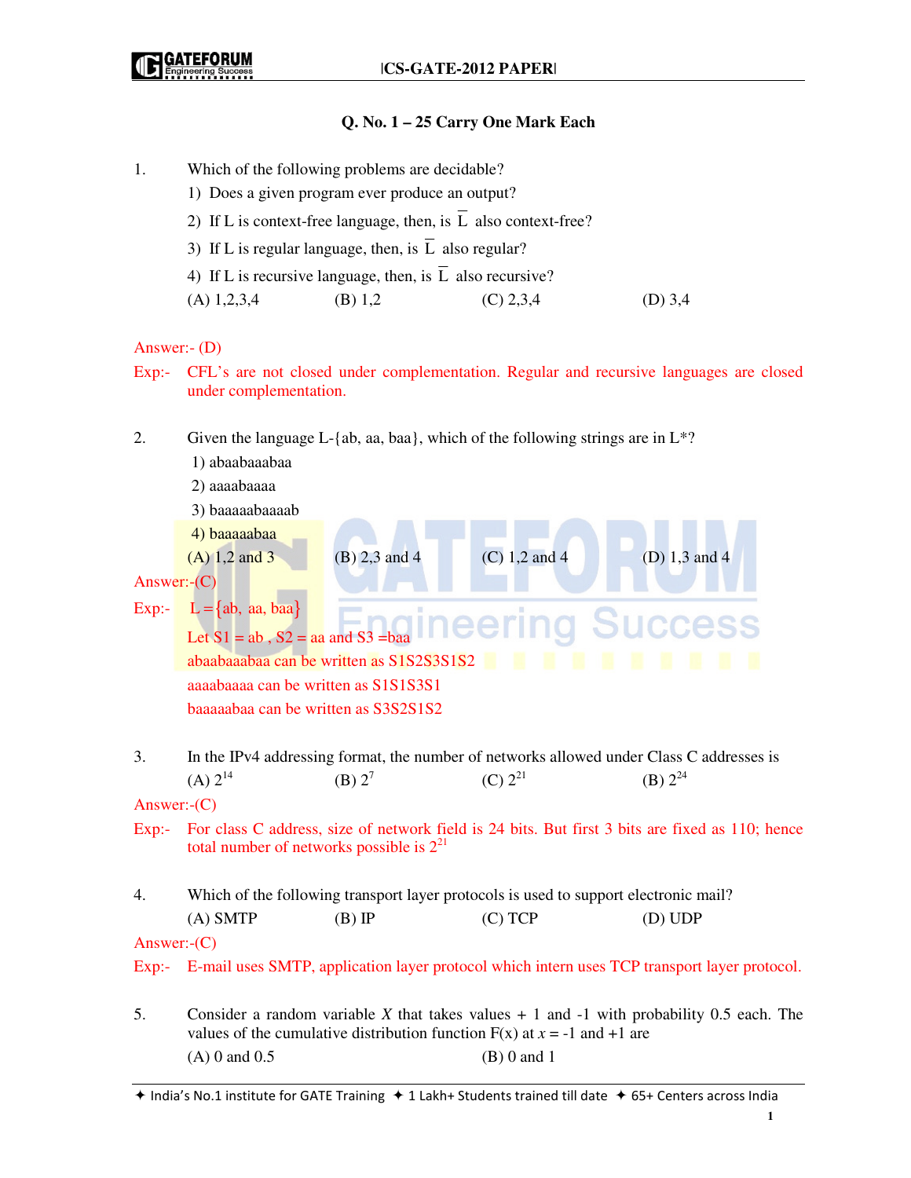## Q. No. 1 – 25 Carry One Mark Each

1. Which of the following problems are decidable?
   1) Does a given program ever produce an output?
   2) If L is context-free language, then, is $\overline{L}$ also context-free?
   3) If L is regular language, then, is $\overline{L}$ also regular?
   4) If L is recursive language, then, is $\overline{L}$ also recursive?

   (A) 1,2,3,4 (B) 1,2 (C) 2,3,4 (D) 3,4

Answer:- (D)

Exp:- CFL's are not closed under complementation. Regular and recursive languages are closed under complementation.

2. Given the language L-{ab, aa, baa}, which of the following strings are in L*?
   1) abaabaaabaa
   2) aaaabaaaa
   3) baaaaabaaaab
   4) baaaaabaa

   (A) 1,2 and 3 (B) 2,3 and 4 (C) 1,2 and 4 (D) 1,3 and 4

Answer:-(C)

Exp:- L = {ab, aa, baa}

Let S1 = ab , S2 = aa and S3 =baa

abaabaaabaa can be written as S1S2S3S1S2

aaaabaaaa can be written as S1S1S3S1

baaaaabaa can be written as S3S2S1S2

3. In the IPv4 addressing format, the number of networks allowed under Class C addresses is

   (A) $2^{14}$ (B) $2^{7}$ (C) $2^{21}$ (B) $2^{24}$

Answer:-(C)

Exp:- For class C address, size of network field is 24 bits. But first 3 bits are fixed as 110; hence total number of networks possible is $2^{21}$

4. Which of the following transport layer protocols is used to support electronic mail?

   (A) SMTP (B) IP (C) TCP (D) UDP

Answer:-(C)

Exp:- E-mail uses SMTP, application layer protocol which intern uses TCP transport layer protocol.

5. Consider a random variable $X$ that takes values + 1 and -1 with probability 0.5 each. The values of the cumulative distribution function F(x) at $x$ = -1 and +1 are

   (A) 0 and 0.5 (B) 0 and 1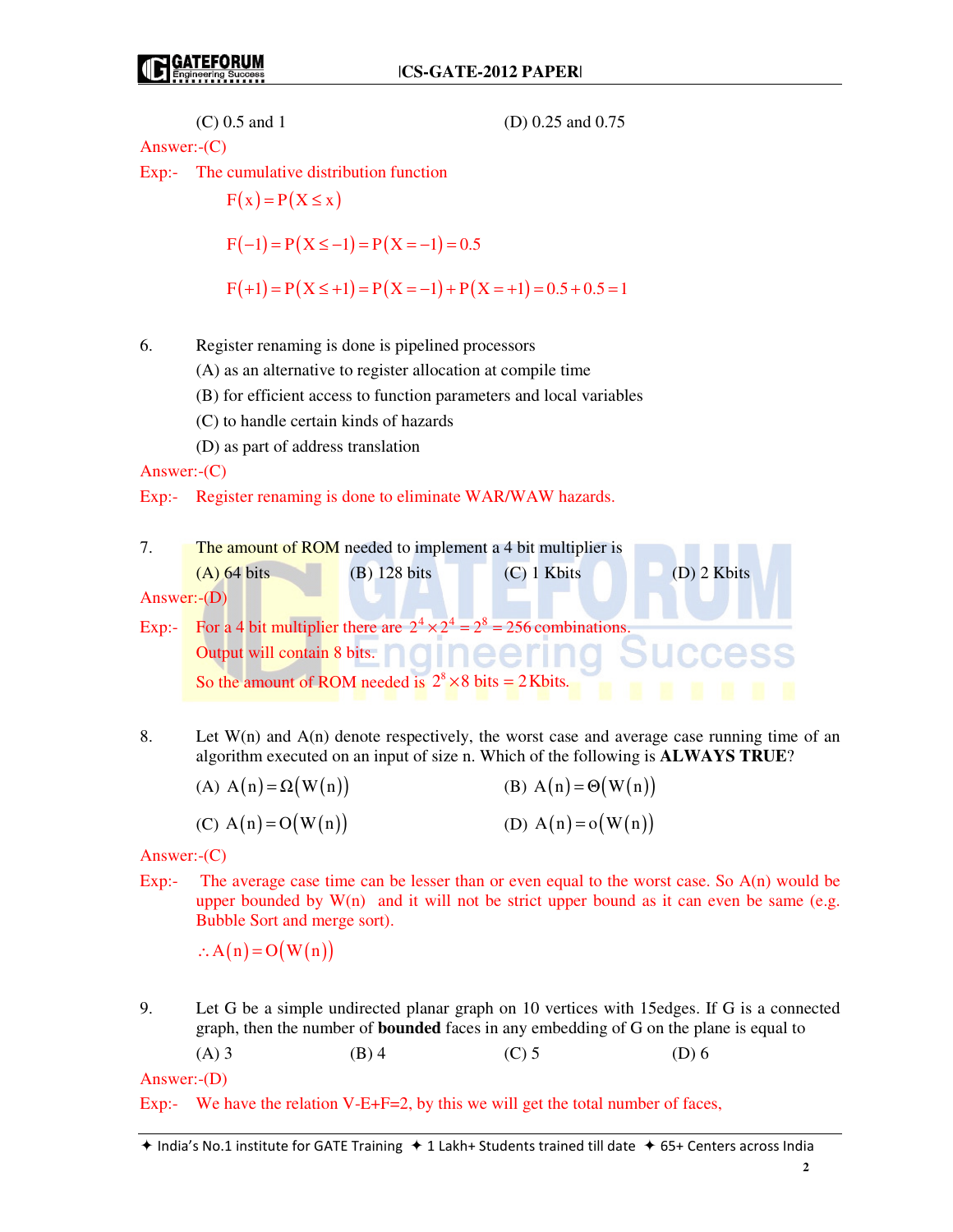(C) 0.5 and 1 (D) 0.25 and 0.75

Answer:-(C)

Exp:- The cumulative distribution function

$$F(x) = P(X \leq x)$$

$$F(-1) = P(X \leq -1) = P(X = -1) = 0.5$$

$$F(+1) = P(X \leq +1) = P(X = -1) + P(X = +1) = 0.5 + 0.5 = 1$$

6. Register renaming is done is pipelined processors

(A) as an alternative to register allocation at compile time

(B) for efficient access to function parameters and local variables

(C) to handle certain kinds of hazards

(D) as part of address translation

Answer:-(C)

Exp:- Register renaming is done to eliminate WAR/WAW hazards.

7. The amount of ROM needed to implement a 4 bit multiplier is

(A) 64 bits (B) 128 bits (C) 1 Kbits (D) 2 Kbits

Answer:-(D)

Exp:- For a 4 bit multiplier there are $2^4 \times 2^4 = 2^8 = 256$ combinations.

Output will contain 8 bits.

So the amount of ROM needed is $2^8 \times 8$ bits $= 2$ Kbits.

8. Let W(n) and A(n) denote respectively, the worst case and average case running time of an algorithm executed on an input of size n. Which of the following is **ALWAYS TRUE**?

(A) $A(n) = \Omega(W(n))$ (B) $A(n) = \Theta(W(n))$

(C) $A(n) = O(W(n))$ (D) $A(n) = o(W(n))$

Answer:-(C)

Exp:- The average case time can be lesser than or even equal to the worst case. So A(n) would be upper bounded by W(n) and it will not be strict upper bound as it can even be same (e.g. Bubble Sort and merge sort).

$$\therefore A(n) = O(W(n))$$

9. Let G be a simple undirected planar graph on 10 vertices with 15edges. If G is a connected graph, then the number of **bounded** faces in any embedding of G on the plane is equal to

(A) 3 (B) 4 (C) 5 (D) 6

Answer:-(D)

Exp:- We have the relation V-E+F=2, by this we will get the total number of faces,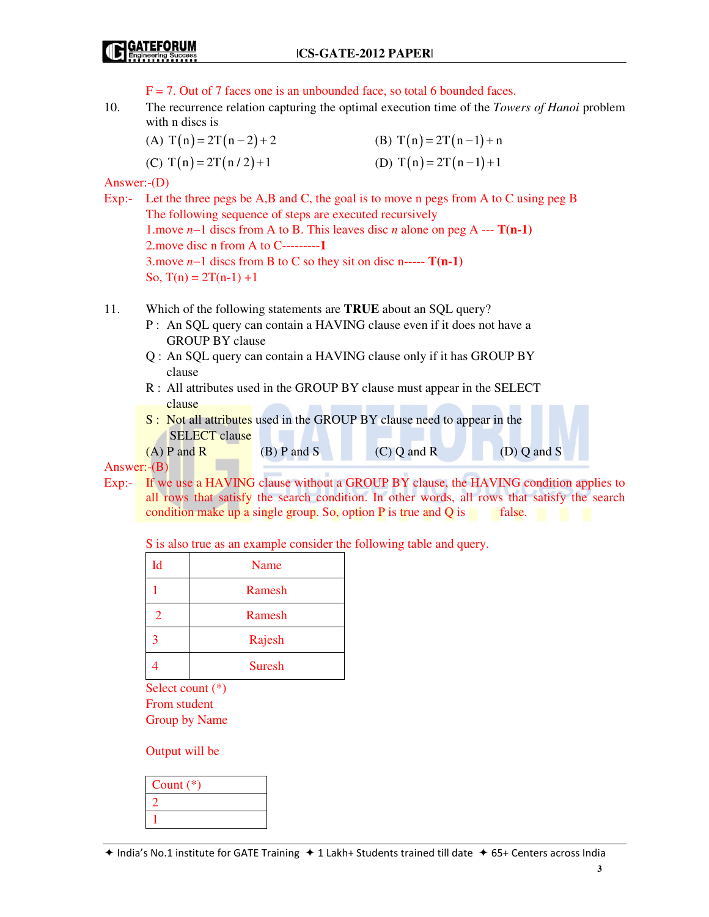F = 7. Out of 7 faces one is an unbounded face, so total 6 bounded faces.

10. The recurrence relation capturing the optimal execution time of the *Towers of Hanoi* problem with n discs is

(A) $T(n) = 2T(n-2) + 2$

(B) $T(n) = 2T(n-1) + n$

(C) $T(n) = 2T(n/2) + 1$

(D) $T(n) = 2T(n-1) + 1$

Answer:-(D)

Exp:- Let the three pegs be A,B and C, the goal is to move n pegs from A to C using peg B

The following sequence of steps are executed recursively

1.move $n-1$ discs from A to B. This leaves disc $n$ alone on peg A --- **T(n-1)**

2.move disc n from A to C---------**1**

3.move $n-1$ discs from B to C so they sit on disc n----- **T(n-1)**

So, T(n) = 2T(n-1) +1

11. Which of the following statements are **TRUE** about an SQL query?

P : An SQL query can contain a HAVING clause even if it does not have a GROUP BY clause

Q : An SQL query can contain a HAVING clause only if it has GROUP BY clause

R : All attributes used in the GROUP BY clause must appear in the SELECT clause

S : Not all attributes used in the GROUP BY clause need to appear in the SELECT clause

(A) P and R (B) P and S (C) Q and R (D) Q and S

Answer:-(B)

Exp:- If we use a HAVING clause without a GROUP BY clause, the HAVING condition applies to all rows that satisfy the search condition. In other words, all rows that satisfy the search condition make up a single group. So, option P is true and Q is false.

S is also true as an example consider the following table and query.

| Id | Name |
|---|---|
| 1 | Ramesh |
| 2 | Ramesh |
| 3 | Rajesh |
| 4 | Suresh |

```
Select count (*)
From student
Group by Name
```

Output will be

| Count (*) |
|---|
| 2 |
| 1 |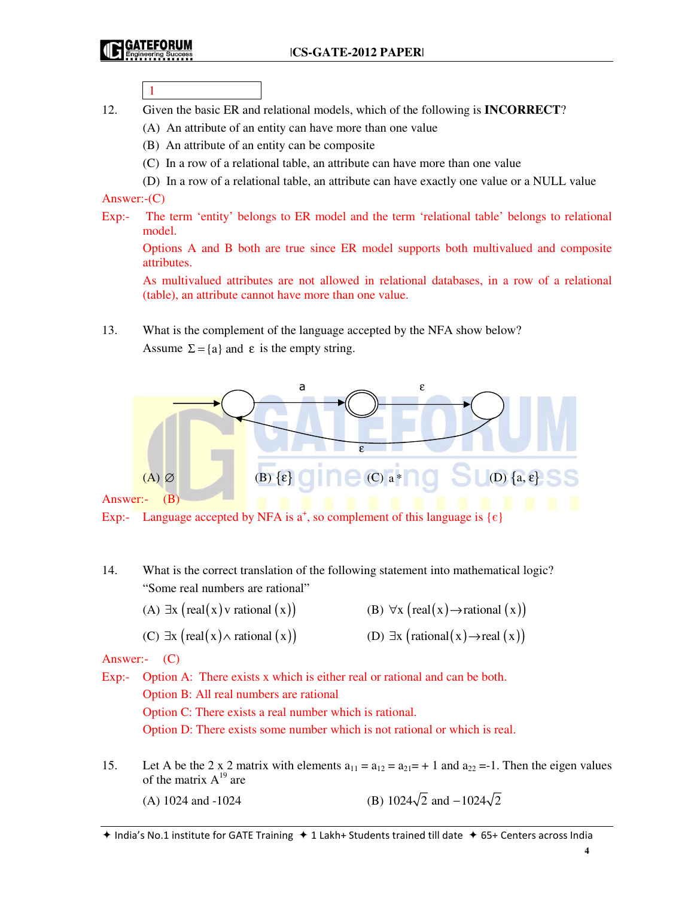1

12. Given the basic ER and relational models, which of the following is **INCORRECT**?

(A) An attribute of an entity can have more than one value

(B) An attribute of an entity can be composite

(C) In a row of a relational table, an attribute can have more than one value

(D) In a row of a relational table, an attribute can have exactly one value or a NULL value

Answer:-(C)

Exp:- The term 'entity' belongs to ER model and the term 'relational table' belongs to relational model.

Options A and B both are true since ER model supports both multivalued and composite attributes.

As multivalued attributes are not allowed in relational databases, in a row of a relational (table), an attribute cannot have more than one value.

13. What is the complement of the language accepted by the NFA show below? Assume $\Sigma = \{a\}$ and $\varepsilon$ is the empty string.

(A) $\varnothing$ (B) $\{\varepsilon\}$ (C) $a^*$ (D) $\{a, \varepsilon\}$

Answer:- (B)

Exp:- Language accepted by NFA is $a^+$, so complement of this language is $\{\epsilon\}$

14. What is the correct translation of the following statement into mathematical logic? "Some real numbers are rational"

(A) $\exists x\ (\text{real}(x) \vee \text{rational}(x))$

(B) $\forall x\ (\text{real}(x) \rightarrow \text{rational}(x))$

(C) $\exists x\ (\text{real}(x) \wedge \text{rational}(x))$

(D) $\exists x\ (\text{rational}(x) \rightarrow \text{real}(x))$

Answer:- (C)

Exp:- Option A: There exists x which is either real or rational and can be both.

Option B: All real numbers are rational

Option C: There exists a real number which is rational.

Option D: There exists some number which is not rational or which is real.

15. Let A be the 2 x 2 matrix with elements $a_{11} = a_{12} = a_{21} = +1$ and $a_{22} = -1$. Then the eigen values of the matrix $A^{19}$ are

(A) 1024 and -1024

(B) $1024\sqrt{2}$ and $-1024\sqrt{2}$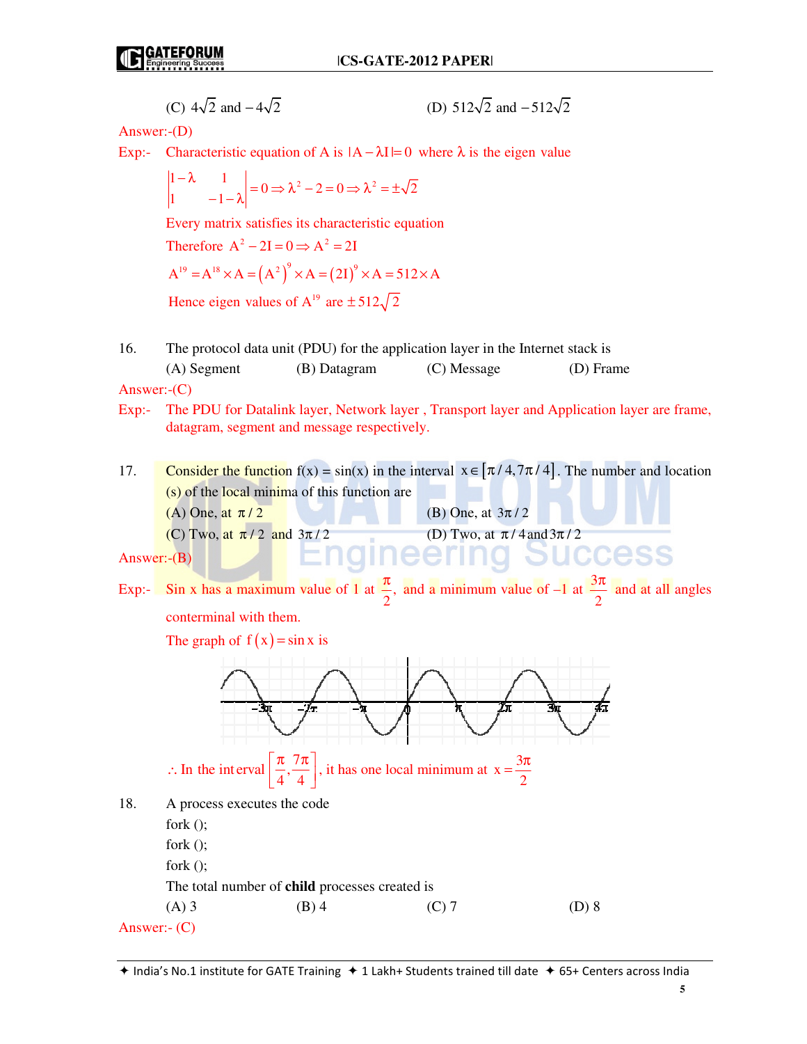(C) $4\sqrt{2}$ and $-4\sqrt{2}$ (D) $512\sqrt{2}$ and $-512\sqrt{2}$

Answer:-(D)

Exp:- Characteristic equation of A is $|A - \lambda I| = 0$ where $\lambda$ is the eigen value

$$\begin{vmatrix} 1-\lambda & 1 \\ 1 & -1-\lambda \end{vmatrix} = 0 \Rightarrow \lambda^2 - 2 = 0 \Rightarrow \lambda^2 = \pm\sqrt{2}$$

Every matrix satisfies its characteristic equation

Therefore $A^2 - 2I = 0 \Rightarrow A^2 = 2I$

$$A^{19} = A^{18} \times A = \left(A^2\right)^9 \times A = \left(2I\right)^9 \times A = 512 \times A$$

Hence eigen values of $A^{19}$ are $\pm 512\sqrt{2}$

16. The protocol data unit (PDU) for the application layer in the Internet stack is

(A) Segment (B) Datagram (C) Message (D) Frame

Answer:-(C)

Exp:- The PDU for Datalink layer, Network layer , Transport layer and Application layer are frame, datagram, segment and message respectively.

17. Consider the function f(x) = sin(x) in the interval $x \in [\pi/4, 7\pi/4]$. The number and location (s) of the local minima of this function are

(A) One, at $\pi/2$ (B) One, at $3\pi/2$

(C) Two, at $\pi/2$ and $3\pi/2$ (D) Two, at $\pi/4$ and $3\pi/2$

Answer:-(B)

Exp:- Sin x has a maximum value of 1 at $\frac{\pi}{2}$, and a minimum value of –1 at $\frac{3\pi}{2}$ and at all angles conterminal with them.

The graph of $f(x) = \sin x$ is

$\therefore$ In the interval $\left[\frac{\pi}{4}, \frac{7\pi}{4}\right]$, it has one local minimum at $x = \frac{3\pi}{2}$

18. A process executes the code

```
fork ();
fork ();
fork ();
```

The total number of **child** processes created is

(A) 3 (B) 4 (C) 7 (D) 8

Answer:- (C)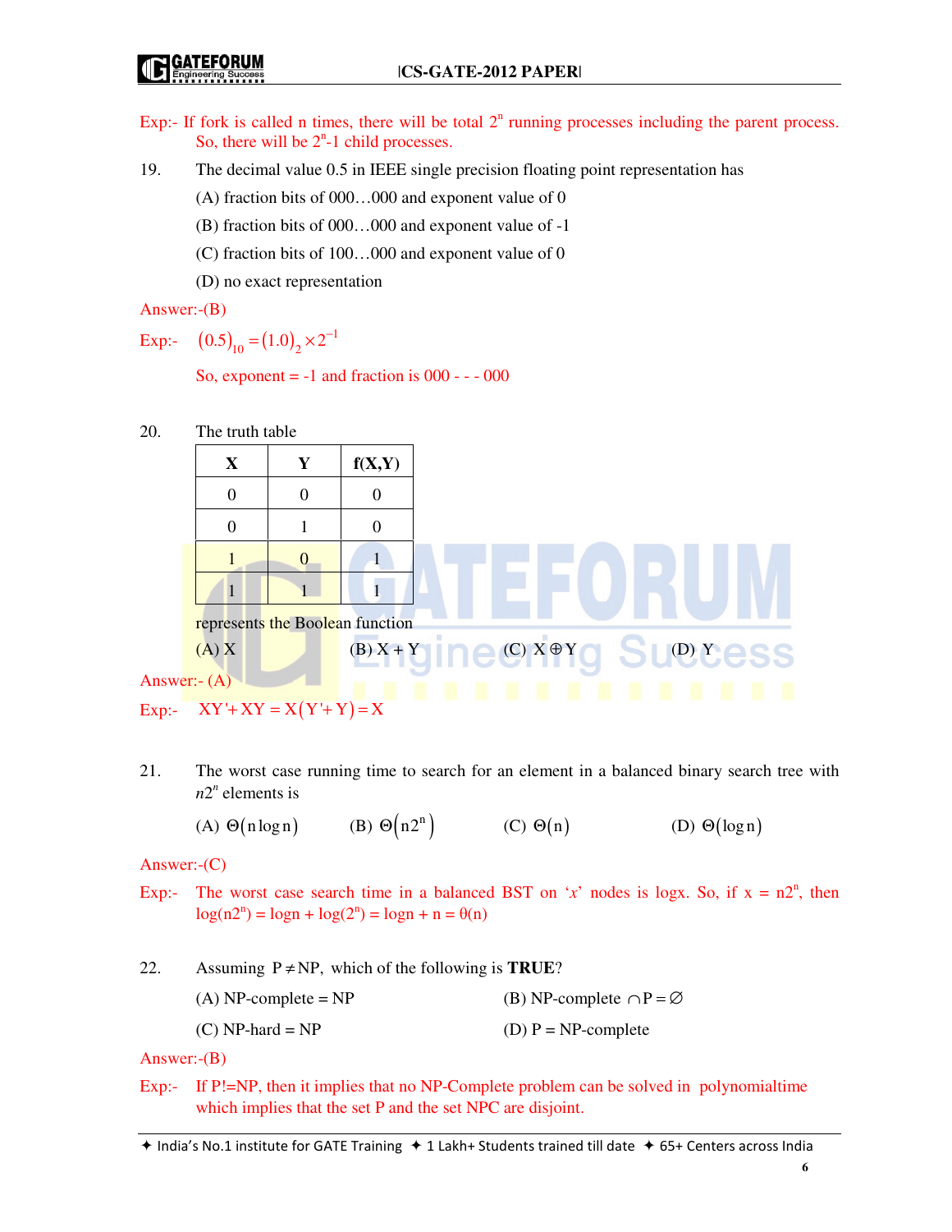Exp:- If fork is called n times, there will be total $2^n$ running processes including the parent process. So, there will be $2^n$-1 child processes.

19. The decimal value 0.5 in IEEE single precision floating point representation has

(A) fraction bits of 000…000 and exponent value of 0

(B) fraction bits of 000…000 and exponent value of -1

(C) fraction bits of 100…000 and exponent value of 0

(D) no exact representation

Answer:-(B)

Exp:- $(0.5)_{10} = (1.0)_2 \times 2^{-1}$

So, exponent = -1 and fraction is 000 - - - 000

20. The truth table

| X | Y | f(X,Y) |
|---|---|---|
| 0 | 0 | 0 |
| 0 | 1 | 0 |
| 1 | 0 | 1 |
| 1 | 1 | 1 |

represents the Boolean function

(A) X (B) X + Y (C) $X \oplus Y$ (D) Y

Answer:- (A)

Exp:- $XY' + XY = X(Y' + Y) = X$

21. The worst case running time to search for an element in a balanced binary search tree with $n2^n$ elements is

(A) $\Theta(n \log n)$ (B) $\Theta(n2^n)$ (C) $\Theta(n)$ (D) $\Theta(\log n)$

Answer:-(C)

Exp:- The worst case search time in a balanced BST on '$x$' nodes is logx. So, if x = $n2^n$, then $\log(n2^n) = \log n + \log(2^n) = \log n + n = \theta(n)$

22. Assuming $P \neq NP$, which of the following is **TRUE**?

(A) NP-complete = NP (B) NP-complete $\cap P = \varnothing$

(C) NP-hard = NP (D) P = NP-complete

Answer:-(B)

Exp:- If P!=NP, then it implies that no NP-Complete problem can be solved in polynomialtime which implies that the set P and the set NPC are disjoint.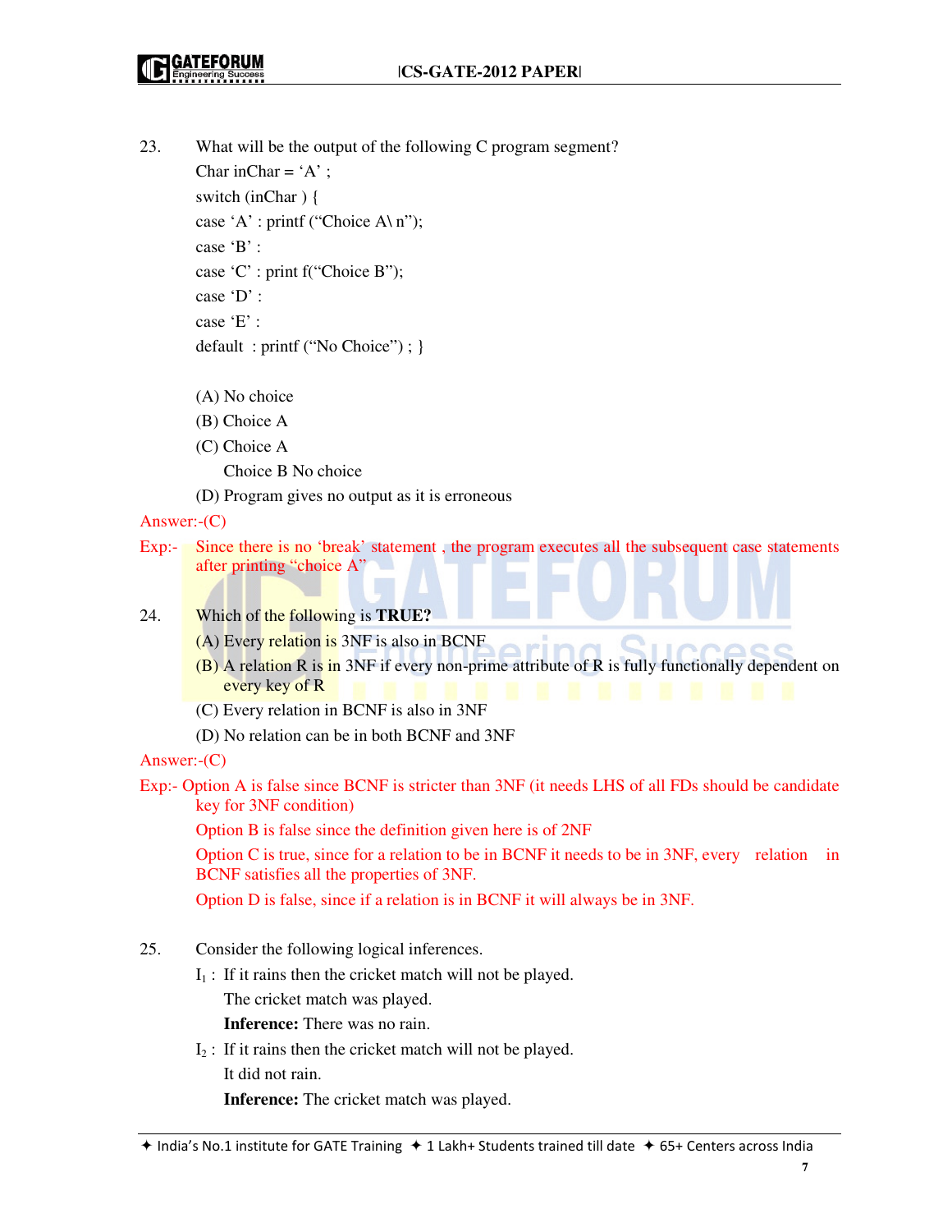23. What will be the output of the following C program segment?

```
Char inChar = 'A' ;
switch (inChar ) {
case 'A' : printf ("Choice A\ n");
case 'B' :
case 'C' : print f("Choice B");
case 'D' :
case 'E' :
default  : printf ("No Choice") ; }
```

(A) No choice

(B) Choice A

(C) Choice A
Choice B No choice

(D) Program gives no output as it is erroneous

Answer:-(C)

Exp:- Since there is no 'break' statement , the program executes all the subsequent case statements after printing "choice A"

24. Which of the following is **TRUE?**

(A) Every relation is 3NF is also in BCNF

(B) A relation R is in 3NF if every non-prime attribute of R is fully functionally dependent on every key of R

(C) Every relation in BCNF is also in 3NF

(D) No relation can be in both BCNF and 3NF

Answer:-(C)

Exp:- Option A is false since BCNF is stricter than 3NF (it needs LHS of all FDs should be candidate key for 3NF condition)

Option B is false since the definition given here is of 2NF

Option C is true, since for a relation to be in BCNF it needs to be in 3NF, every relation in BCNF satisfies all the properties of 3NF.

Option D is false, since if a relation is in BCNF it will always be in 3NF.

25. Consider the following logical inferences.

$I_1$ : If it rains then the cricket match will not be played.
The cricket match was played.
**Inference:** There was no rain.

$I_2$ : If it rains then the cricket match will not be played.
It did not rain.
**Inference:** The cricket match was played.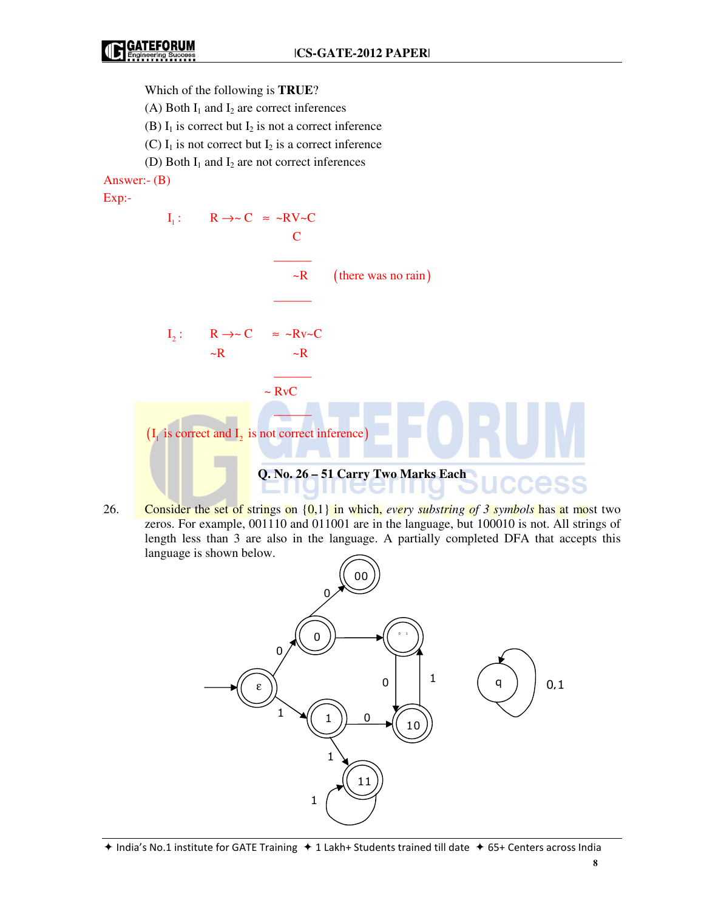Which of the following is **TRUE**?

(A) Both $I_1$ and $I_2$ are correct inferences

(B) $I_1$ is correct but $I_2$ is not a correct inference

(C) $I_1$ is not correct but $I_2$ is a correct inference

(D) Both $I_1$ and $I_2$ are not correct inferences

Answer:- (B)

Exp:-

$$I_1: \quad R \to \sim C \;\approx\; \sim R \vee \sim C$$

$$\begin{array}{l} C \\ \hline \sim R \quad (\text{there was no rain}) \\ \hline \end{array}$$

$$I_2: \quad R \to \sim C \;\approx\; \sim R \vee \sim C$$

$$\begin{array}{ll} \sim R & \sim R \\ \hline & \sim R \vee C \\ \hline \end{array}$$

($I_1$ is correct and $I_2$ is not correct inference)

## Q. No. 26 – 51 Carry Two Marks Each

26. Consider the set of strings on {0,1} in which, *every substring of 3 symbols* has at most two zeros. For example, 001110 and 011001 are in the language, but 100010 is not. All strings of length less than 3 are also in the language. A partially completed DFA that accepts this language is shown below.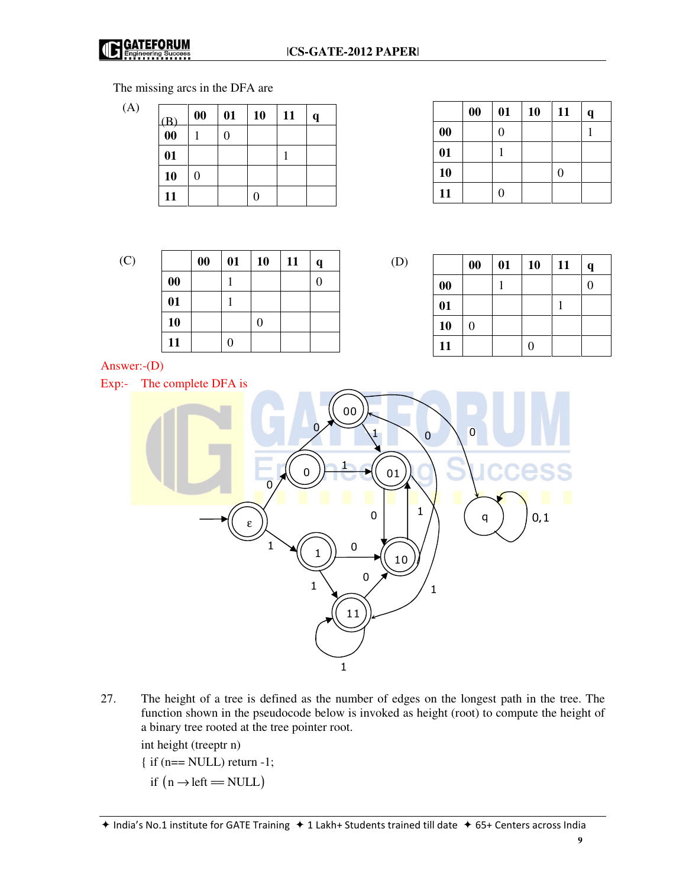The missing arcs in the DFA are

(A)

| | 00 | 01 | 10 | 11 | q |
|---|---|---|---|---|---|
| 00 | 1 | 0 | | | |
| 01 | | | | 1 | |
| 10 | 0 | | | | |
| 11 | | | 0 | | |

(B)

| | 00 | 01 | 10 | 11 | q |
|---|---|---|---|---|---|
| 00 | | 0 | | | 1 |
| 01 | | 1 | | | |
| 10 | | | | 0 | |
| 11 | | 0 | | | |

(C)

| | 00 | 01 | 10 | 11 | q |
|---|---|---|---|---|---|
| 00 | | 1 | | | 0 |
| 01 | | 1 | | | |
| 10 | | | 0 | | |
| 11 | | 0 | | | |

(D)

| | 00 | 01 | 10 | 11 | q |
|---|---|---|---|---|---|
| 00 | | 1 | | | 0 |
| 01 | | | | 1 | |
| 10 | 0 | | | | |
| 11 | | | 0 | | |

Answer:-(D)

Exp:- The complete DFA is

27. The height of a tree is defined as the number of edges on the longest path in the tree. The function shown in the pseudocode below is invoked as height (root) to compute the height of a binary tree rooted at the tree pointer root.

```
int height (treeptr n)
{ if (n== NULL) return -1;
  if (n → left == NULL)
```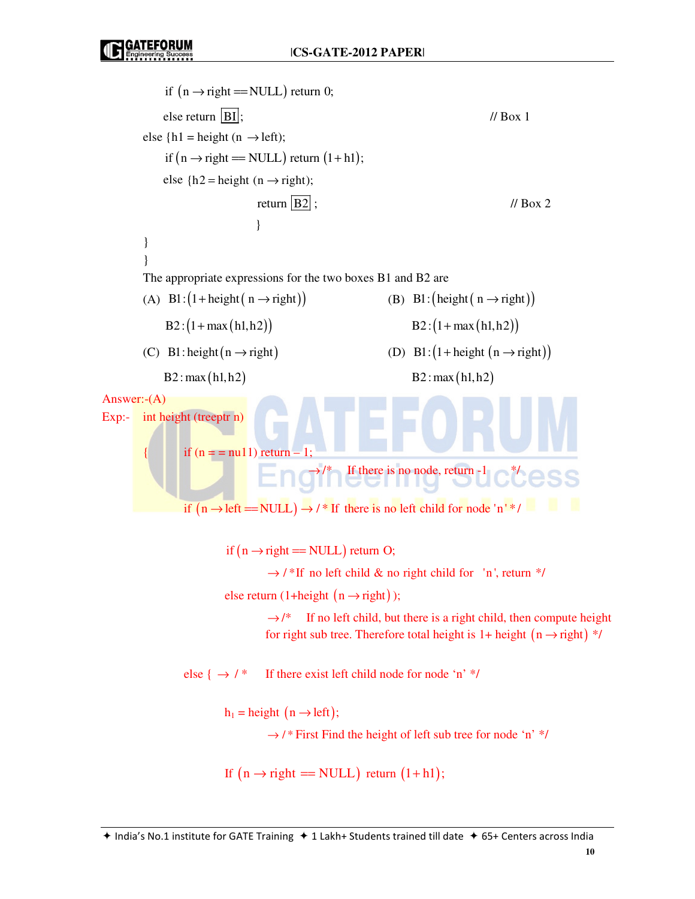```
        if (n → right == NULL) return 0;
        else return [B1];                              // Box 1
    else {h1 = height (n → left);
        if (n → right == NULL) return (1+h1);
        else {h2 = height (n → right);
                    return [B2] ;                      // Box 2
                    }
    }
}
```

The appropriate expressions for the two boxes B1 and B2 are

(A) $B1:(1+height(n \rightarrow right))$
$B2:(1+max(h1,h2))$

(B) $B1:(height(n \rightarrow right))$
$B2:(1+max(h1,h2))$

(C) $B1: height(n \rightarrow right)$
$B2: max(h1,h2)$

(D) $B1:(1+height(n \rightarrow right))$
$B2: max(h1,h2)$

Answer:-(A)

Exp:-

```
int height (treeptr n)
{   if (n = = nu11) return – 1;
            → /*   If there is no node, return -1     */
    if (n → left == NULL) → /* If there is no left child for node 'n' */
        if (n → right == NULL) return O;
            → /*If no left child & no right child for 'n', return */
        else return (1+height (n → right) );
            → /*   If no left child, but there is a right child, then compute height
              for right sub tree. Therefore total height is 1+ height (n → right) */
    else { → /*   If there exist left child node for node 'n' */
        h1 = height (n → left);
            → /* First Find the height of left sub tree for node 'n' */
        If (n → right == NULL) return (1+h1);
```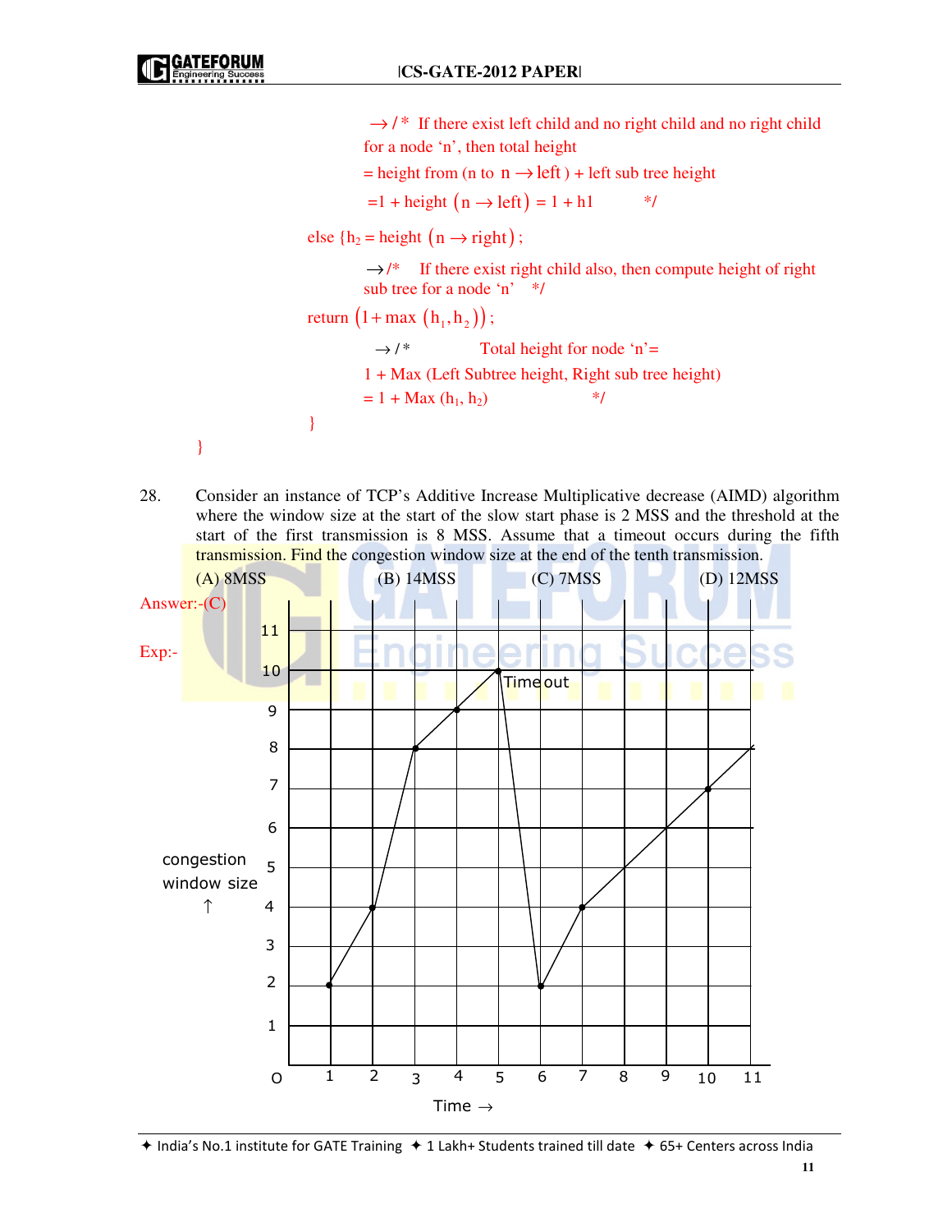→ /* If there exist left child and no right child and no right child for a node 'n', then total height

= height from (n to $n \rightarrow$ left ) + left sub tree height

$=1 + \text{height}\ (n \rightarrow \text{left}) = 1 + h1$ */

else $\{h_2 = \text{height}\ (n \rightarrow \text{right});$

→ /* If there exist right child also, then compute height of right sub tree for a node 'n' */

return $(1 + \max\ (h_1, h_2))$;

→ /* Total height for node 'n'=

1 + Max (Left Subtree height, Right sub tree height)

= 1 + Max ($h_1$, $h_2$) */

}

}

28. Consider an instance of TCP's Additive Increase Multiplicative decrease (AIMD) algorithm where the window size at the start of the slow start phase is 2 MSS and the threshold at the start of the first transmission is 8 MSS. Assume that a timeout occurs during the fifth transmission. Find the congestion window size at the end of the tenth transmission.

(A) 8MSS (B) 14MSS (C) 7MSS (D) 12MSS

Answer:-(C)

Exp:-

| Time | 1 | 2 | 3 | 4 | 5 | 6 | 7 | 8 | 9 | 10 |
|---|---|---|---|---|---|---|---|---|---|---|
| Congestion window size | 2 | 4 | 8 | 9 | 10 (Time out) | 2 | 4 | 5 | 6 | 7 |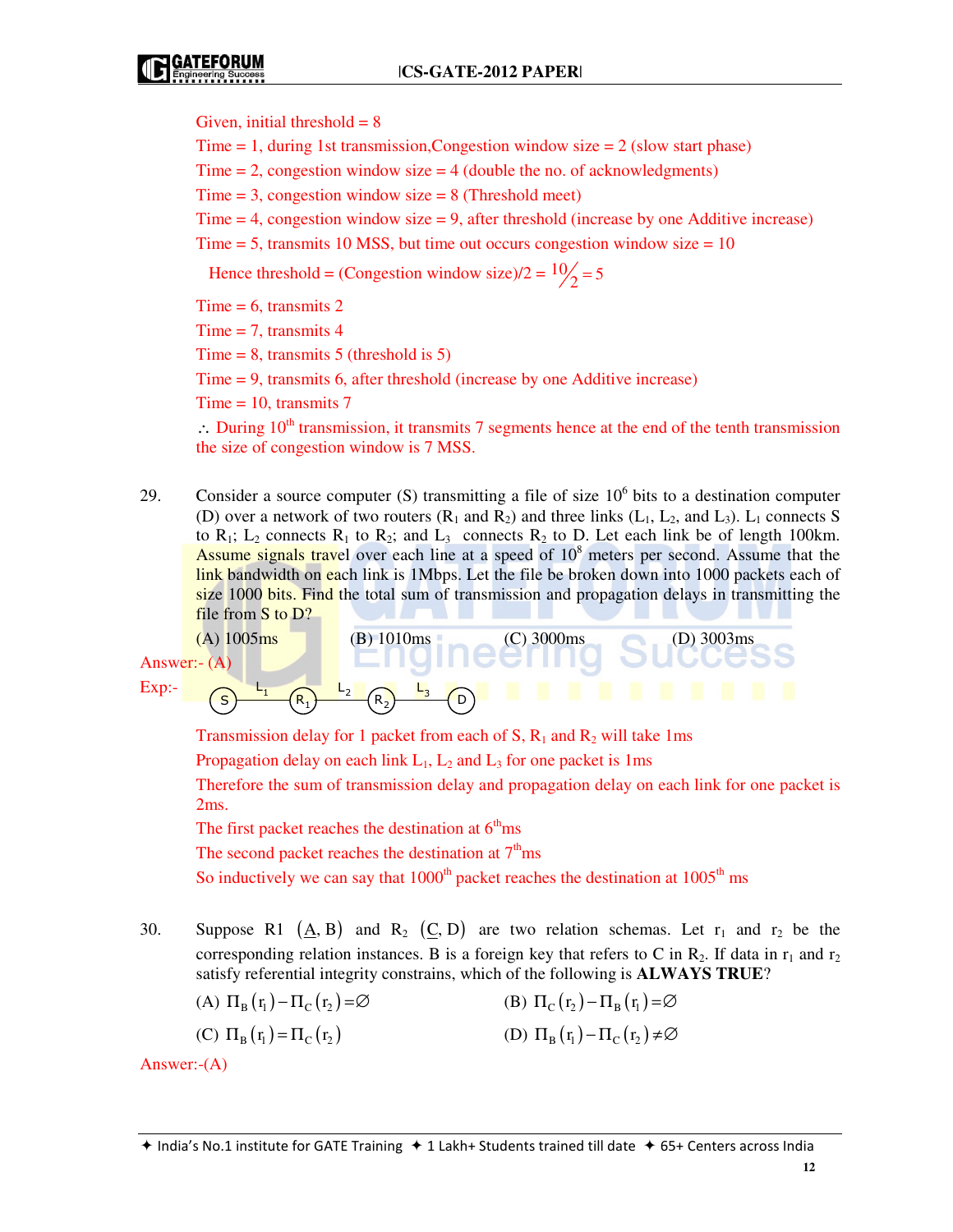Given, initial threshold = 8

Time = 1, during 1st transmission,Congestion window size = 2 (slow start phase)

Time = 2, congestion window size = 4 (double the no. of acknowledgments)

Time = 3, congestion window size = 8 (Threshold meet)

Time = 4, congestion window size = 9, after threshold (increase by one Additive increase)

Time = 5, transmits 10 MSS, but time out occurs congestion window size = 10

Hence threshold = (Congestion window size)/2 = $10/2 = 5$

Time = 6, transmits 2

Time = 7, transmits 4

Time = 8, transmits 5 (threshold is 5)

Time = 9, transmits 6, after threshold (increase by one Additive increase)

Time = 10, transmits 7

$\therefore$ During $10^{th}$ transmission, it transmits 7 segments hence at the end of the tenth transmission the size of congestion window is 7 MSS.

29. Consider a source computer (S) transmitting a file of size $10^6$ bits to a destination computer (D) over a network of two routers ($R_1$ and $R_2$) and three links ($L_1$, $L_2$, and $L_3$). $L_1$ connects S to $R_1$; $L_2$ connects $R_1$ to $R_2$; and $L_3$ connects $R_2$ to D. Let each link be of length 100km. Assume signals travel over each line at a speed of $10^8$ meters per second. Assume that the link bandwidth on each link is 1Mbps. Let the file be broken down into 1000 packets each of size 1000 bits. Find the total sum of transmission and propagation delays in transmitting the file from S to D?

(A) 1005ms (B) 1010ms (C) 3000ms (D) 3003ms

Answer:- (A)

Exp:- S —$L_1$— $R_1$ —$L_2$— $R_2$ —$L_3$— D

Transmission delay for 1 packet from each of S, $R_1$ and $R_2$ will take 1ms

Propagation delay on each link $L_1$, $L_2$ and $L_3$ for one packet is 1ms

Therefore the sum of transmission delay and propagation delay on each link for one packet is 2ms.

The first packet reaches the destination at $6^{th}$ms

The second packet reaches the destination at $7^{th}$ms

So inductively we can say that $1000^{th}$ packet reaches the destination at $1005^{th}$ ms

30. Suppose R1 $(\underline{A}, B)$ and $R_2$ $(\underline{C}, D)$ are two relation schemas. Let $r_1$ and $r_2$ be the corresponding relation instances. B is a foreign key that refers to C in $R_2$. If data in $r_1$ and $r_2$ satisfy referential integrity constrains, which of the following is **ALWAYS TRUE**?

(A) $\Pi_B(r_1) - \Pi_C(r_2) = \varnothing$

(B) $\Pi_C(r_2) - \Pi_B(r_1) = \varnothing$

(C) $\Pi_B(r_1) = \Pi_C(r_2)$

(D) $\Pi_B(r_1) - \Pi_C(r_2) \neq \varnothing$

Answer:-(A)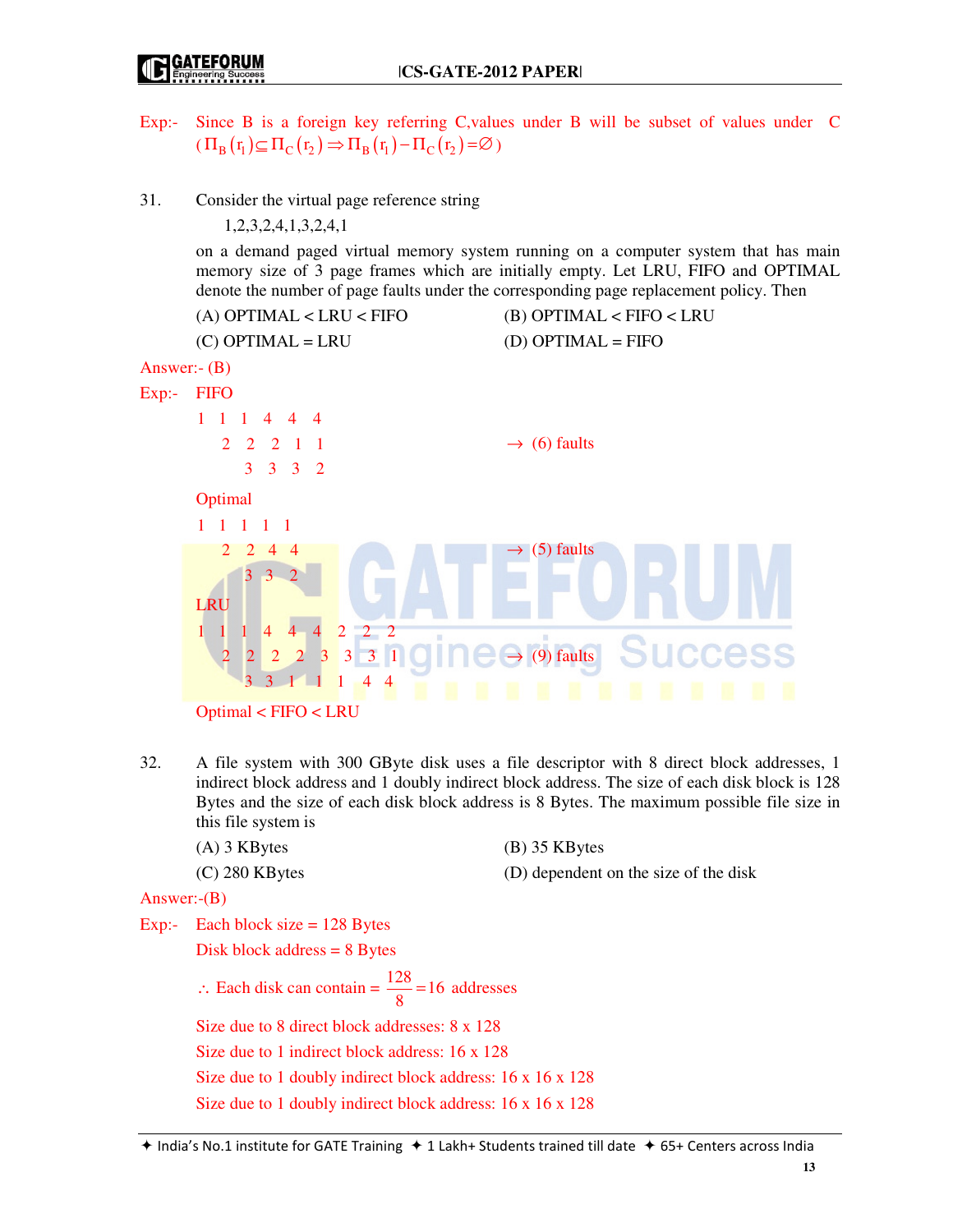Exp:- Since B is a foreign key referring C,values under B will be subset of values under C ($\Pi_B(r_1) \subseteq \Pi_C(r_2) \Rightarrow \Pi_B(r_1) - \Pi_C(r_2) = \varnothing$)

31. Consider the virtual page reference string

 1,2,3,2,4,1,3,2,4,1

 on a demand paged virtual memory system running on a computer system that has main memory size of 3 page frames which are initially empty. Let LRU, FIFO and OPTIMAL denote the number of page faults under the corresponding page replacement policy. Then

 (A) OPTIMAL < LRU < FIFO  (B) OPTIMAL < FIFO < LRU

 (C) OPTIMAL = LRU  (D) OPTIMAL = FIFO

Answer:- (B)

Exp:- FIFO

```
1  1  1  4  4  4
   2  2  2  1  1          → (6) faults
      3  3  3  2
```

Optimal

```
1  1  1  1  1
   2  2  4  4             → (5) faults
      3  3  2
```

LRU

```
1  1  1  4  4  4  2  2  2
   2  2  2  2  3  3  3  1  → (9) faults
      3  3  1  1  1  4  4
```

Optimal < FIFO < LRU

32. A file system with 300 GByte disk uses a file descriptor with 8 direct block addresses, 1 indirect block address and 1 doubly indirect block address. The size of each disk block is 128 Bytes and the size of each disk block address is 8 Bytes. The maximum possible file size in this file system is

 (A) 3 KBytes  (B) 35 KBytes

 (C) 280 KBytes  (D) dependent on the size of the disk

Answer:-(B)

Exp:- Each block size = 128 Bytes

 Disk block address = 8 Bytes

 $\therefore$ Each disk can contain = $\frac{128}{8} = 16$ addresses

 Size due to 8 direct block addresses: 8 x 128

 Size due to 1 indirect block address: 16 x 128

 Size due to 1 doubly indirect block address: 16 x 16 x 128

 Size due to 1 doubly indirect block address: 16 x 16 x 128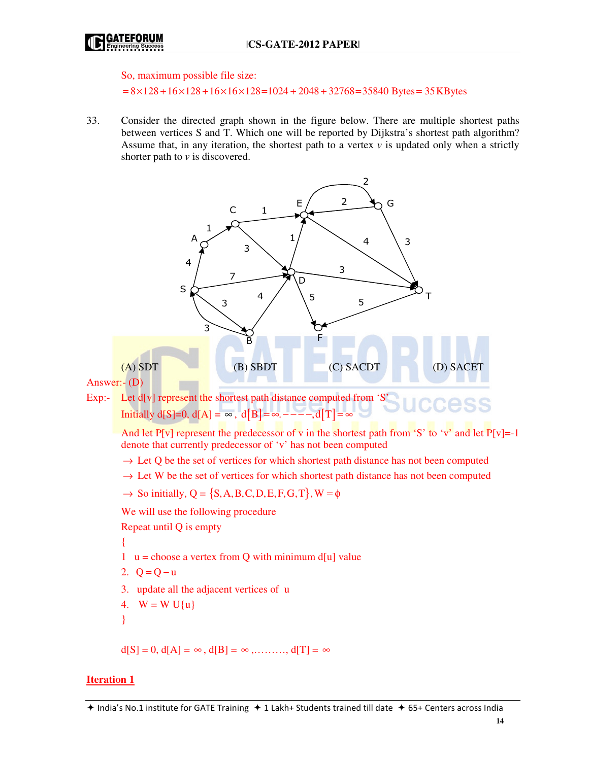So, maximum possible file size:

$= 8\times128 + 16\times128 + 16\times16\times128 = 1024 + 2048 + 32768 = 35840 \text{ Bytes} = 35 \text{ KBytes}$

33. Consider the directed graph shown in the figure below. There are multiple shortest paths between vertices S and T. Which one will be reported by Dijkstra's shortest path algorithm? Assume that, in any iteration, the shortest path to a vertex *v* is updated only when a strictly shorter path to *v* is discovered.

(A) SDT (B) SBDT (C) SACDT (D) SACET

Answer:- (D)

Exp:- Let d[v] represent the shortest path distance computed from 'S'

Initially $d[S]=0$, $d[A]=\infty$, $d[B]=\infty, ----, d[T]=\infty$

And let P[v] represent the predecessor of v in the shortest path from 'S' to 'v' and let P[v]=-1 denote that currently predecessor of 'v' has not been computed

→ Let Q be the set of vertices for which shortest path distance has not been computed

→ Let W be the set of vertices for which shortest path distance has not been computed

→ So initially, $Q = \{S, A, B, C, D, E, F, G, T\}, W = \phi$

We will use the following procedure

Repeat until Q is empty

{

1 u = choose a vertex from Q with minimum d[u] value

2. $Q = Q - u$

3. update all the adjacent vertices of u

4. $W = W \cup \{u\}$

}

$d[S] = 0$, $d[A] = \infty$, $d[B] = \infty$, ………, $d[T] = \infty$

**Iteration 1**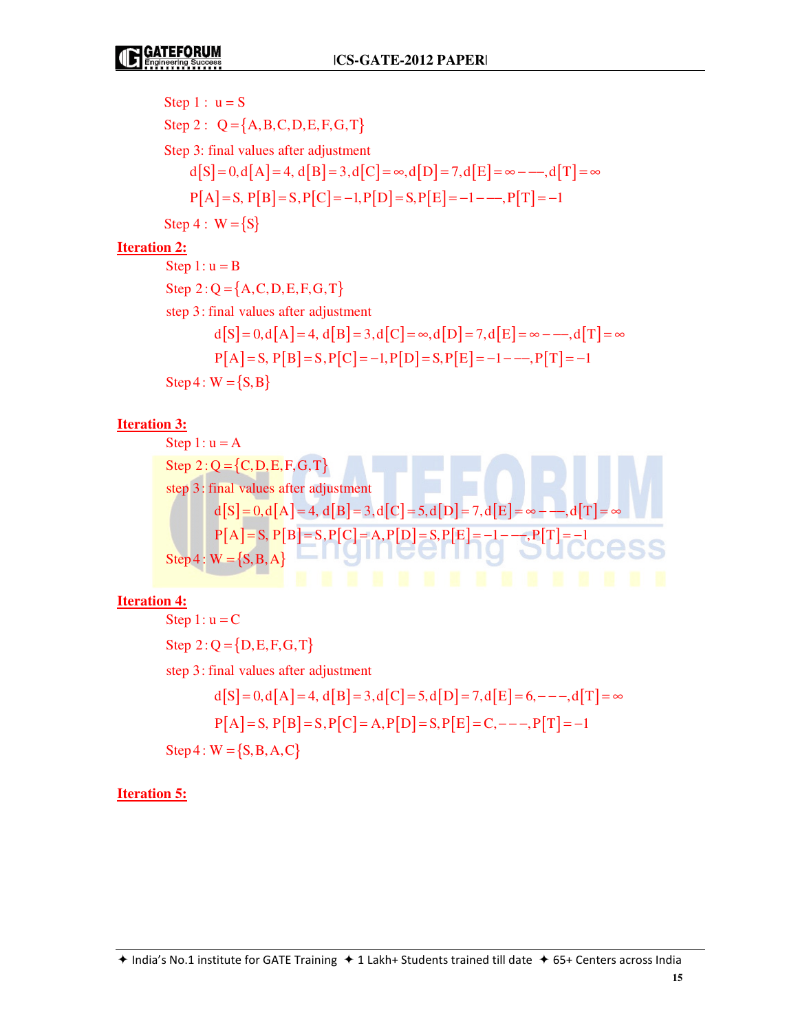Step 1 : $u = S$

Step 2 : $Q = \{A, B, C, D, E, F, G, T\}$

Step 3: final values after adjustment

$$d[S] = 0, d[A] = 4, \ d[B] = 3, d[C] = \infty, d[D] = 7, d[E] = \infty - --, d[T] = \infty$$

$$P[A] = S, \ P[B] = S, P[C] = -1, P[D] = S, P[E] = -1 - --, P[T] = -1$$

Step 4 : $W = \{S\}$

**Iteration 2:**

Step 1 : $u = B$

Step 2 : $Q = \{A, C, D, E, F, G, T\}$

step 3 : final values after adjustment

$$d[S] = 0, d[A] = 4, \ d[B] = 3, d[C] = \infty, d[D] = 7, d[E] = \infty - --, d[T] = \infty$$

$$P[A] = S, \ P[B] = S, P[C] = -1, P[D] = S, P[E] = -1 - --, P[T] = -1$$

Step 4 : $W = \{S, B\}$

**Iteration 3:**

Step 1 : $u = A$

Step 2 : $Q = \{C, D, E, F, G, T\}$

step 3 : final values after adjustment

$$d[S] = 0, d[A] = 4, \ d[B] = 3, d[C] = 5, d[D] = 7, d[E] = \infty - --, d[T] = \infty$$

$$P[A] = S, \ P[B] = S, P[C] = A, P[D] = S, P[E] = -1 - --, P[T] = -1$$

Step 4 : $W = \{S, B, A\}$

**Iteration 4:**

Step 1 : $u = C$

Step 2 : $Q = \{D, E, F, G, T\}$

step 3 : final values after adjustment

$$d[S] = 0, d[A] = 4, \ d[B] = 3, d[C] = 5, d[D] = 7, d[E] = 6, - - -, d[T] = \infty$$

$$P[A] = S, \ P[B] = S, P[C] = A, P[D] = S, P[E] = C, - - -, P[T] = -1$$

Step 4 : $W = \{S, B, A, C\}$

**Iteration 5:**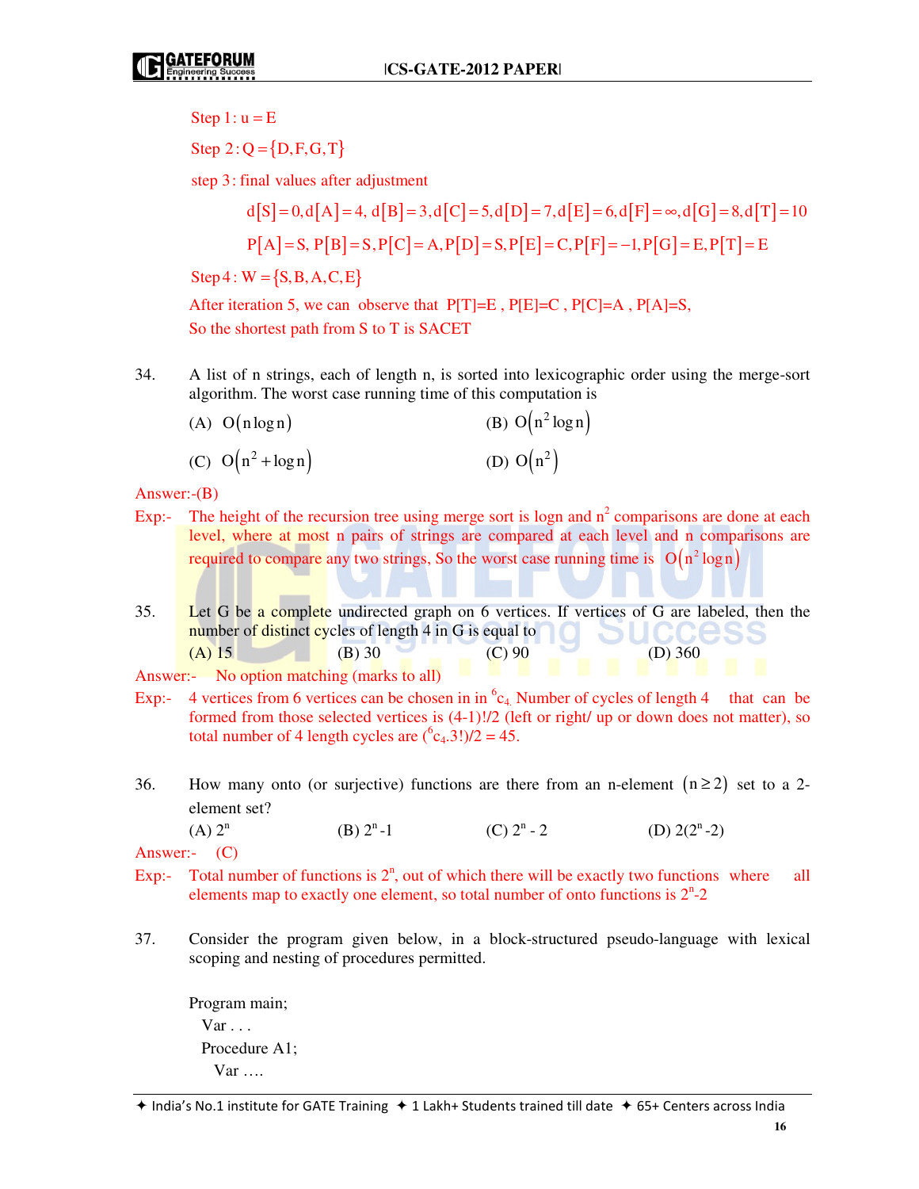Step 1: u = E

Step 2: $Q = \{D, F, G, T\}$

step 3: final values after adjustment

$$d[S]=0, d[A]=4, d[B]=3, d[C]=5, d[D]=7, d[E]=6, d[F]=\infty, d[G]=8, d[T]=10$$

$$P[A]=S, P[B]=S, P[C]=A, P[D]=S, P[E]=C, P[F]=-1, P[G]=E, P[T]=E$$

Step 4: $W = \{S, B, A, C, E\}$

After iteration 5, we can observe that P[T]=E , P[E]=C , P[C]=A , P[A]=S,
So the shortest path from S to T is SACET

34. A list of n strings, each of length n, is sorted into lexicographic order using the merge-sort algorithm. The worst case running time of this computation is

(A) $O(n \log n)$ (B) $O(n^2 \log n)$

(C) $O(n^2 + \log n)$ (D) $O(n^2)$

Answer:-(B)

Exp:- The height of the recursion tree using merge sort is logn and $n^2$ comparisons are done at each level, where at most n pairs of strings are compared at each level and n comparisons are required to compare any two strings, So the worst case running time is $O(n^2 \log n)$

35. Let G be a complete undirected graph on 6 vertices. If vertices of G are labeled, then the number of distinct cycles of length 4 in G is equal to

(A) 15 (B) 30 (C) 90 (D) 360

Answer:- No option matching (marks to all)

Exp:- 4 vertices from 6 vertices can be chosen in in $^6c_4$. Number of cycles of length 4 that can be formed from those selected vertices is (4-1)!/2 (left or right/ up or down does not matter), so total number of 4 length cycles are $(^6c_4.3!)/2 = 45$.

36. How many onto (or surjective) functions are there from an n-element $(n \geq 2)$ set to a 2-element set?

(A) $2^n$ (B) $2^n - 1$ (C) $2^n - 2$ (D) $2(2^n - 2)$

Answer:- (C)

Exp:- Total number of functions is $2^n$, out of which there will be exactly two functions where all elements map to exactly one element, so total number of onto functions is $2^n - 2$

37. Consider the program given below, in a block-structured pseudo-language with lexical scoping and nesting of procedures permitted.

```
Program main;
  Var . . .
  Procedure A1;
    Var ….
```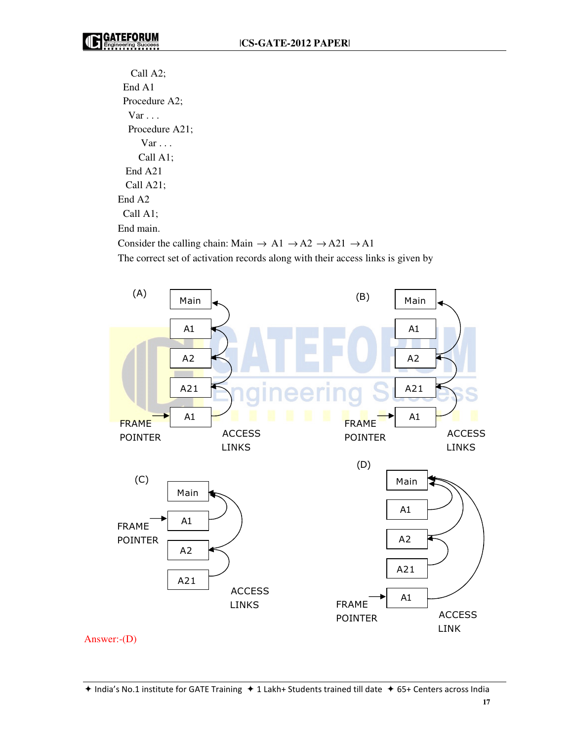```
    Call A2;
  End A1
  Procedure A2;
    Var . . .
    Procedure A21;
      Var . . .
      Call A1;
    End A21
    Call A21;
End A2
  Call A1;
End main.
```

Consider the calling chain: Main $\rightarrow$ A1 $\rightarrow$ A2 $\rightarrow$ A21 $\rightarrow$ A1

The correct set of activation records along with their access links is given by

(A)

Main, A1, A2, A21, A1 — FRAME POINTER — ACCESS LINKS

(B)

Main, A1, A2, A21, A1 — FRAME POINTER — ACCESS LINKS

(C)

Main, A1, A2, A21 — FRAME POINTER — ACCESS LINKS

(D)

Main, A1, A2, A21, A1 — FRAME POINTER — ACCESS LINK

Answer:-(D)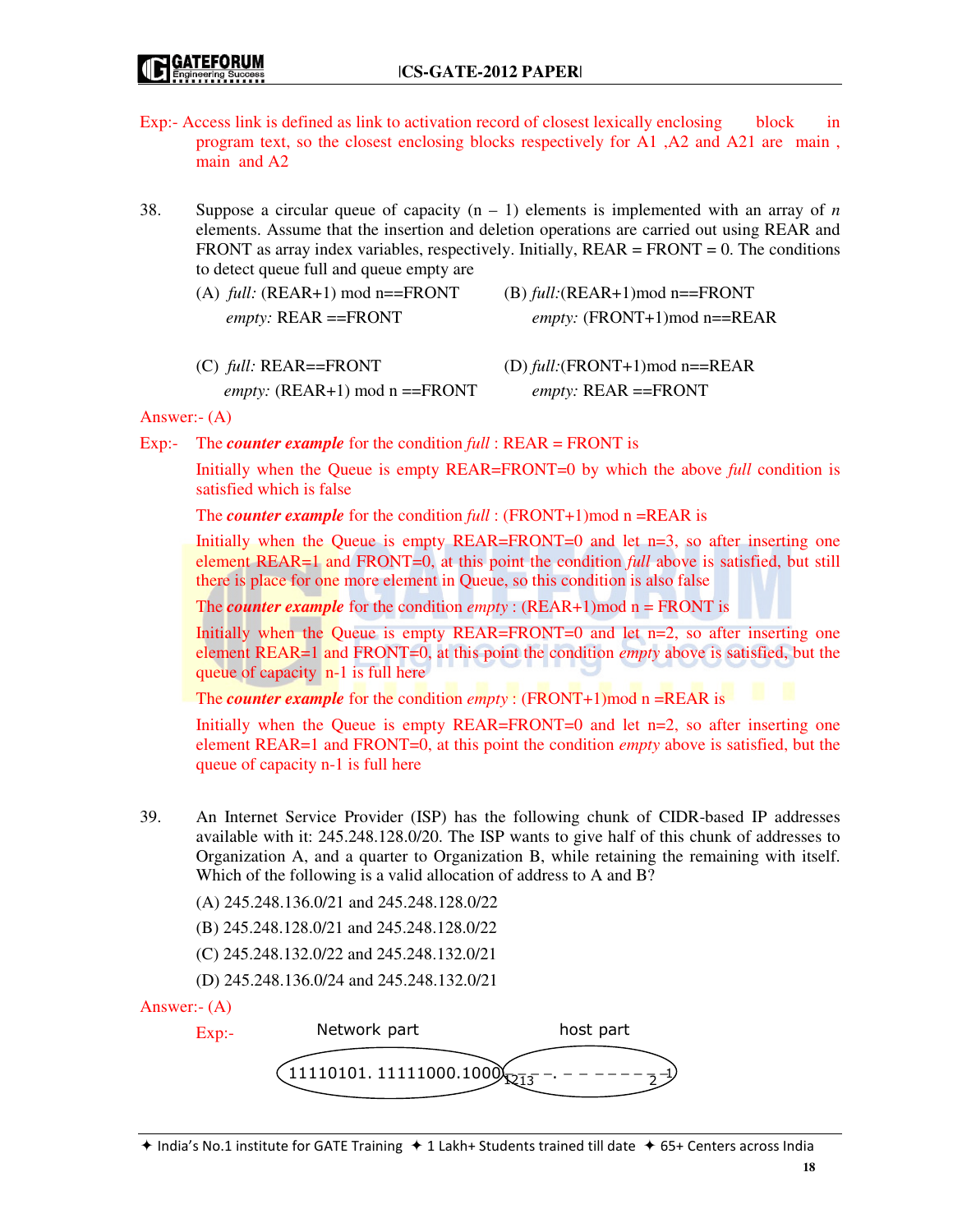Exp:- Access link is defined as link to activation record of closest lexically enclosing block in program text, so the closest enclosing blocks respectively for A1 ,A2 and A21 are main , main and A2

38. Suppose a circular queue of capacity (n – 1) elements is implemented with an array of *n* elements. Assume that the insertion and deletion operations are carried out using REAR and FRONT as array index variables, respectively. Initially, REAR = FRONT = 0. The conditions to detect queue full and queue empty are

(A) *full:* (REAR+1) mod n==FRONT
*empty:* REAR ==FRONT

(B) *full:*(REAR+1)mod n==FRONT
*empty:* (FRONT+1)mod n==REAR

(C) *full:* REAR==FRONT
*empty:* (REAR+1) mod n ==FRONT

(D) *full:*(FRONT+1)mod n==REAR
*empty:* REAR ==FRONT

Answer:- (A)

Exp:- The ***counter example*** for the condition *full* : REAR = FRONT is

Initially when the Queue is empty REAR=FRONT=0 by which the above *full* condition is satisfied which is false

The ***counter example*** for the condition *full* : (FRONT+1)mod n =REAR is

Initially when the Queue is empty REAR=FRONT=0 and let n=3, so after inserting one element REAR=1 and FRONT=0, at this point the condition *full* above is satisfied, but still there is place for one more element in Queue, so this condition is also false

The ***counter example*** for the condition *empty* : (REAR+1)mod n = FRONT is

Initially when the Queue is empty REAR=FRONT=0 and let n=2, so after inserting one element REAR=1 and FRONT=0, at this point the condition *empty* above is satisfied, but the queue of capacity n-1 is full here

The ***counter example*** for the condition *empty* : (FRONT+1)mod n =REAR is

Initially when the Queue is empty REAR=FRONT=0 and let n=2, so after inserting one element REAR=1 and FRONT=0, at this point the condition *empty* above is satisfied, but the queue of capacity n-1 is full here

39. An Internet Service Provider (ISP) has the following chunk of CIDR-based IP addresses available with it: 245.248.128.0/20. The ISP wants to give half of this chunk of addresses to Organization A, and a quarter to Organization B, while retaining the remaining with itself. Which of the following is a valid allocation of address to A and B?

(A) 245.248.136.0/21 and 245.248.128.0/22

(B) 245.248.128.0/21 and 245.248.128.0/22

(C) 245.248.132.0/22 and 245.248.132.0/21

(D) 245.248.136.0/24 and 245.248.132.0/21

Answer:- (A)

Exp:-

Network part: 11110101. 11111000.1000

host part: $\underset{12\,13}{-\,-\,-\,-}.\,-\,-\,-\,-\,-\,-\,\underset{2\;\;1}{-\,-}$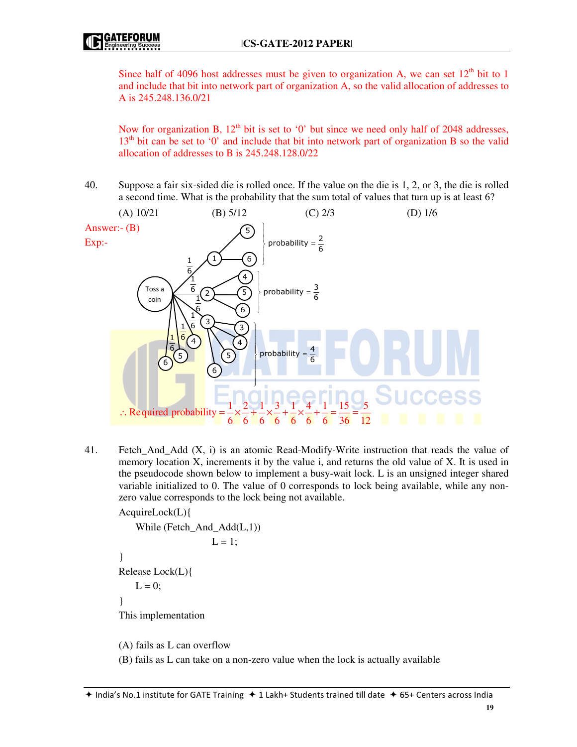Since half of 4096 host addresses must be given to organization A, we can set 12th bit to 1 and include that bit into network part of organization A, so the valid allocation of addresses to A is 245.248.136.0/21

Now for organization B, 12th bit is set to '0' but since we need only half of 2048 addresses, 13th bit can be set to '0' and include that bit into network part of organization B so the valid allocation of addresses to B is 245.248.128.0/22

40. Suppose a fair six-sided die is rolled once. If the value on the die is 1, 2, or 3, the die is rolled a second time. What is the probability that the sum total of values that turn up is at least 6?

(A) 10/21 (B) 5/12 (C) 2/3 (D) 1/6

Answer:- (B)

Exp:-

Toss a coin → each outcome 1, 2, 3, 4, 5, 6 with probability $\frac{1}{6}$

- 1 → second roll 5, 6: probability $= \frac{2}{6}$
- 2 → second roll 4, 5, 6: probability $= \frac{3}{6}$
- 3 → second roll 3, 4, 5, 6: probability $= \frac{4}{6}$

$$\therefore \text{Required probability} = \frac{1}{6}\times\frac{2}{6}+\frac{1}{6}\times\frac{3}{6}+\frac{1}{6}\times\frac{4}{6}+\frac{1}{6}=\frac{15}{36}=\frac{5}{12}$$

41. Fetch_And_Add (X, i) is an atomic Read-Modify-Write instruction that reads the value of memory location X, increments it by the value i, and returns the old value of X. It is used in the pseudocode shown below to implement a busy-wait lock. L is an unsigned integer shared variable initialized to 0. The value of 0 corresponds to lock being available, while any non-zero value corresponds to the lock being not available.

```
AcquireLock(L){
    While (Fetch_And_Add(L,1))
                    L = 1;
}
Release Lock(L){
    L = 0;
}
```

This implementation

(A) fails as L can overflow

(B) fails as L can take on a non-zero value when the lock is actually available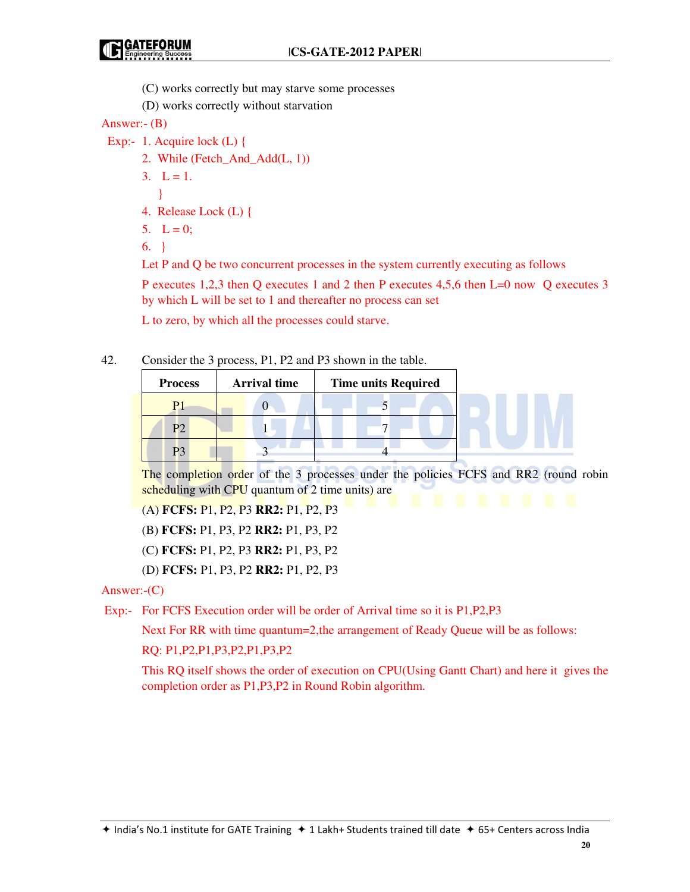(C) works correctly but may starve some processes

(D) works correctly without starvation

Answer:- (B)

Exp:- 1. Acquire lock (L) {

2. While (Fetch_And_Add(L, 1))

3. L = 1.

}

4. Release Lock (L) {

5. L = 0;

6. }

Let P and Q be two concurrent processes in the system currently executing as follows

P executes 1,2,3 then Q executes 1 and 2 then P executes 4,5,6 then L=0 now Q executes 3 by which L will be set to 1 and thereafter no process can set

L to zero, by which all the processes could starve.

42. Consider the 3 process, P1, P2 and P3 shown in the table.

| Process | Arrival time | Time units Required |
|---|---|---|
| P1 | 0 | 5 |
| P2 | 1 | 7 |
| P3 | 3 | 4 |

The completion order of the 3 processes under the policies FCFS and RR2 (round robin scheduling with CPU quantum of 2 time units) are

(A) **FCFS:** P1, P2, P3 **RR2:** P1, P2, P3

(B) **FCFS:** P1, P3, P2 **RR2:** P1, P3, P2

(C) **FCFS:** P1, P2, P3 **RR2:** P1, P3, P2

(D) **FCFS:** P1, P3, P2 **RR2:** P1, P2, P3

Answer:-(C)

Exp:- For FCFS Execution order will be order of Arrival time so it is P1,P2,P3

Next For RR with time quantum=2,the arrangement of Ready Queue will be as follows:

RQ: P1,P2,P1,P3,P2,P1,P3,P2

This RQ itself shows the order of execution on CPU(Using Gantt Chart) and here it gives the completion order as P1,P3,P2 in Round Robin algorithm.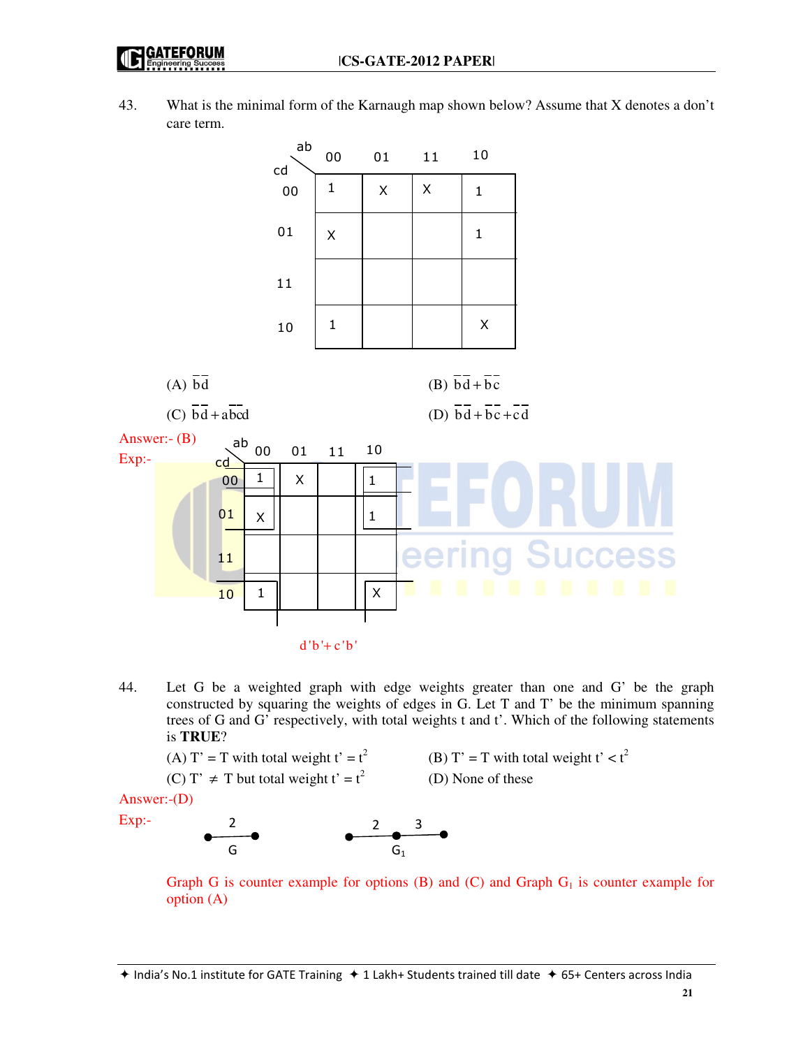43. What is the minimal form of the Karnaugh map shown below? Assume that X denotes a don't care term.

| cd \ ab | 00 | 01 | 11 | 10 |
|---|---|---|---|---|
| 00 | 1 | X | X | 1 |
| 01 | X | | | 1 |
| 11 | | | | |
| 10 | 1 | | | X |

(A) $\bar{b}\bar{d}$

(B) $\bar{b}\bar{d} + \bar{b}\bar{c}$

(C) $\bar{b}\bar{d} + a\bar{b}\bar{c}d$

(D) $\bar{b}\bar{d} + \bar{b}\bar{c} + \bar{c}\bar{d}$

Answer:- (B)

Exp:-

| cd \ ab | 00 | 01 | 11 | 10 |
|---|---|---|---|---|
| 00 | 1 | X | | 1 |
| 01 | X | | | 1 |
| 11 | | | | |
| 10 | 1 | | | X |

$d'b' + c'b'$

44. Let G be a weighted graph with edge weights greater than one and G' be the graph constructed by squaring the weights of edges in G. Let T and T' be the minimum spanning trees of G and G' respectively, with total weights t and t'. Which of the following statements is **TRUE**?

(A) T' = T with total weight $t' = t^2$

(B) T' = T with total weight $t' < t^2$

(C) T' $\neq$ T but total weight $t' = t^2$

(D) None of these

Answer:-(D)

Exp:-

G: a single edge of weight 2

$G_1$: a path with two edges of weights 2 and 3

Graph G is counter example for options (B) and (C) and Graph $G_1$ is counter example for option (A)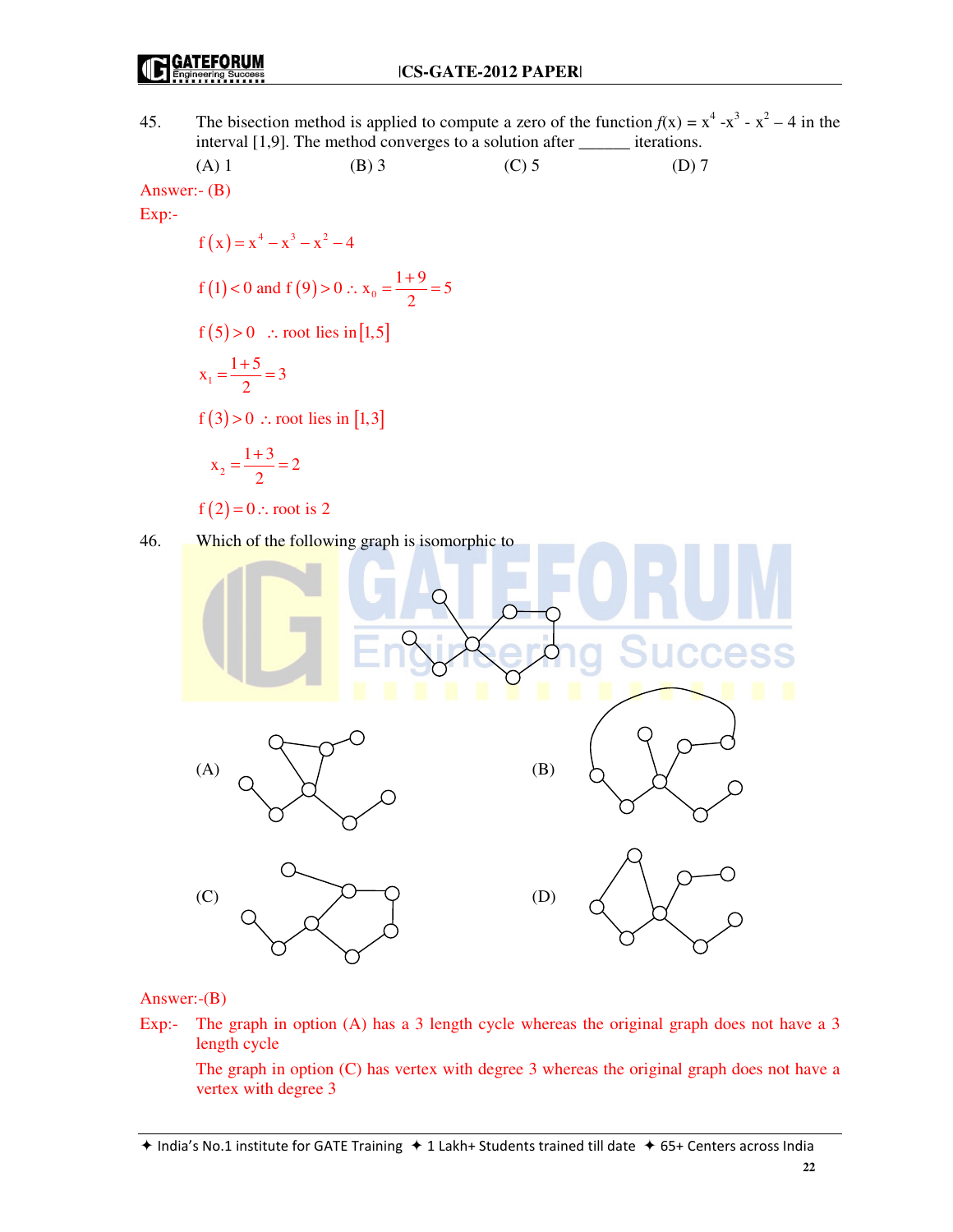45. The bisection method is applied to compute a zero of the function $f(x) = x^4 - x^3 - x^2 - 4$ in the interval [1,9]. The method converges to a solution after ______ iterations.

(A) 1 (B) 3 (C) 5 (D) 7

Answer:- (B)

Exp:-

$$f(x) = x^4 - x^3 - x^2 - 4$$

$$f(1) < 0 \text{ and } f(9) > 0 \therefore x_0 = \frac{1+9}{2} = 5$$

$$f(5) > 0 \quad \therefore \text{root lies in } [1,5]$$

$$x_1 = \frac{1+5}{2} = 3$$

$$f(3) > 0 \therefore \text{root lies in } [1,3]$$

$$x_2 = \frac{1+3}{2} = 2$$

$$f(2) = 0 \therefore \text{root is } 2$$

46. Which of the following graph is isomorphic to

(A)

(B)

(C)

(D)

Answer:-(B)

Exp:- The graph in option (A) has a 3 length cycle whereas the original graph does not have a 3 length cycle

The graph in option (C) has vertex with degree 3 whereas the original graph does not have a vertex with degree 3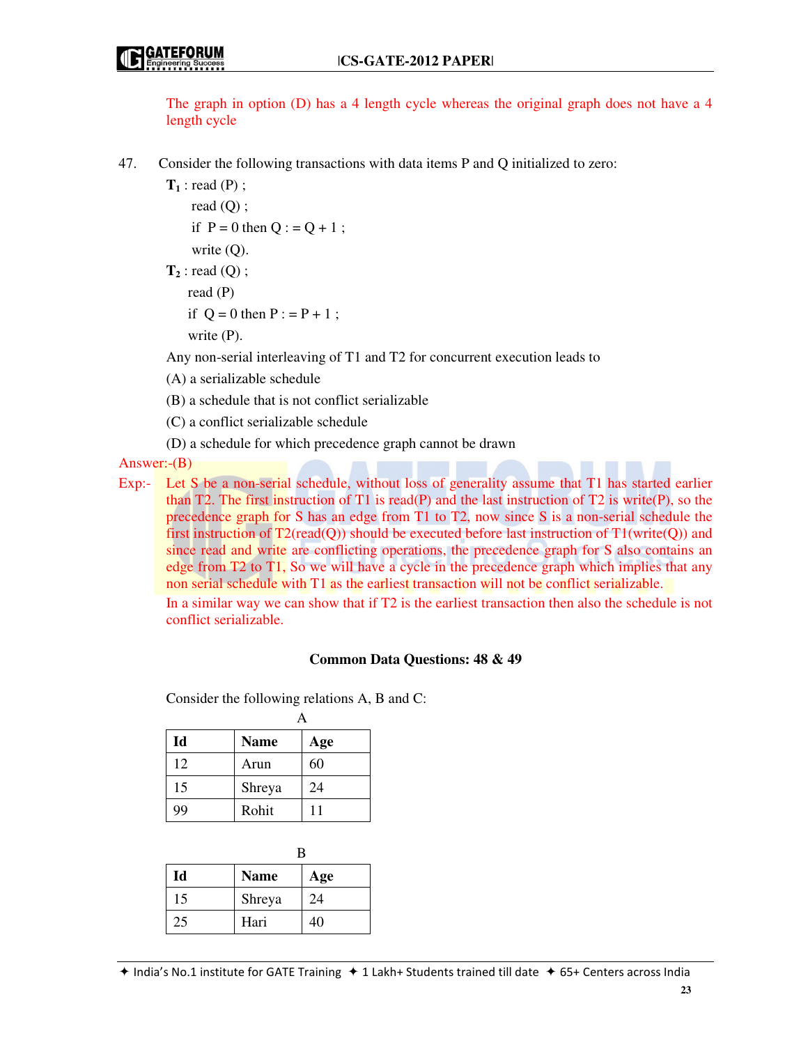The graph in option (D) has a 4 length cycle whereas the original graph does not have a 4 length cycle

47. Consider the following transactions with data items P and Q initialized to zero:

**$T_1$** : read (P) ;
read (Q) ;
if P = 0 then Q : = Q + 1 ;
write (Q).

**$T_2$** : read (Q) ;
read (P)
if Q = 0 then P : = P + 1 ;
write (P).

Any non-serial interleaving of T1 and T2 for concurrent execution leads to

(A) a serializable schedule

(B) a schedule that is not conflict serializable

(C) a conflict serializable schedule

(D) a schedule for which precedence graph cannot be drawn

Answer:-(B)

Exp:- Let S be a non-serial schedule, without loss of generality assume that T1 has started earlier than T2. The first instruction of T1 is read(P) and the last instruction of T2 is write(P), so the precedence graph for S has an edge from T1 to T2, now since S is a non-serial schedule the first instruction of T2(read(Q)) should be executed before last instruction of T1(write(Q)) and since read and write are conflicting operations, the precedence graph for S also contains an edge from T2 to T1, So we will have a cycle in the precedence graph which implies that any non serial schedule with T1 as the earliest transaction will not be conflict serializable.

In a similar way we can show that if T2 is the earliest transaction then also the schedule is not conflict serializable.

**Common Data Questions: 48 & 49**

Consider the following relations A, B and C:

A

| Id | Name | Age |
|---|---|---|
| 12 | Arun | 60 |
| 15 | Shreya | 24 |
| 99 | Rohit | 11 |

B

| Id | Name | Age |
|---|---|---|
| 15 | Shreya | 24 |
| 25 | Hari | 40 |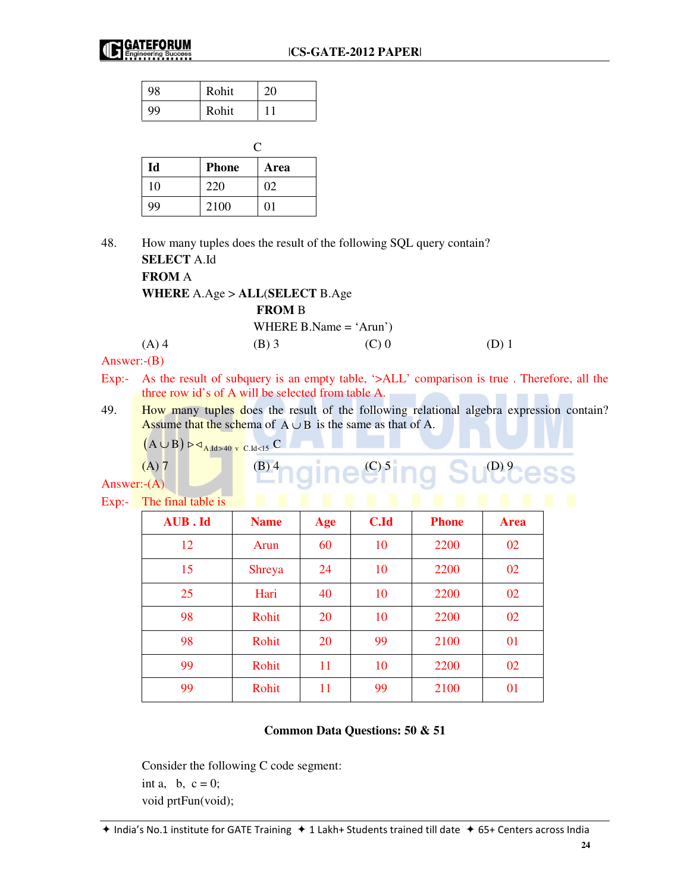| 98 | Rohit | 20 |
|---|---|---|
| 99 | Rohit | 11 |

C

| Id | Phone | Area |
|---|---|---|
| 10 | 220 | 02 |
| 99 | 2100 | 01 |

48. How many tuples does the result of the following SQL query contain?

```
SELECT A.Id
FROM A
WHERE A.Age > ALL(SELECT B.Age
                  FROM B
                  WHERE B.Name = 'Arun')
```

(A) 4 (B) 3 (C) 0 (D) 1

Answer:-(B)

Exp:- As the result of subquery is an empty table, '>ALL' comparison is true . Therefore, all the three row id's of A will be selected from table A.

49. How many tuples does the result of the following relational algebra expression contain? Assume that the schema of $A \cup B$ is the same as that of A.

$(A \cup B) \bowtie_{A.Id>40 \vee C.Id<15} C$

(A) 7 (B) 4 (C) 5 (D) 9

Answer:-(A)

Exp:- The final table is

| AUB . Id | Name | Age | C.Id | Phone | Area |
|---|---|---|---|---|---|
| 12 | Arun | 60 | 10 | 2200 | 02 |
| 15 | Shreya | 24 | 10 | 2200 | 02 |
| 25 | Hari | 40 | 10 | 2200 | 02 |
| 98 | Rohit | 20 | 10 | 2200 | 02 |
| 98 | Rohit | 20 | 99 | 2100 | 01 |
| 99 | Rohit | 11 | 10 | 2200 | 02 |
| 99 | Rohit | 11 | 99 | 2100 | 01 |

**Common Data Questions: 50 & 51**

Consider the following C code segment:

```
int a,  b,  c = 0;
void prtFun(void);
```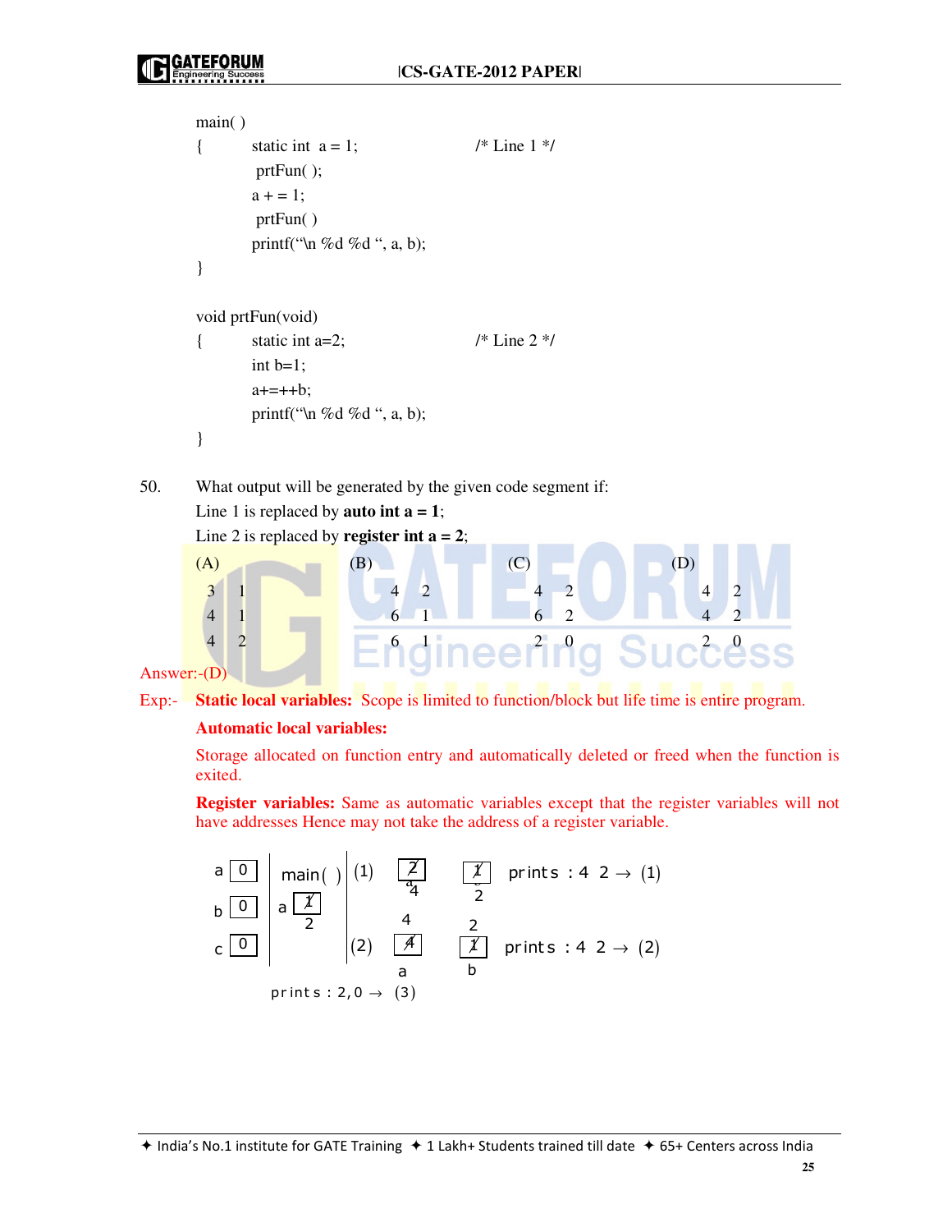```
main( )
{       static int  a = 1;              /* Line 1 */
        prtFun( );
        a + = 1;
        prtFun( )
        printf("\n %d %d ", a, b);
}

void prtFun(void)
{       static int a=2;                 /* Line 2 */
        int b=1;
        a+=++b;
        printf("\n %d %d ", a, b);
}
```

50. What output will be generated by the given code segment if:
Line 1 is replaced by **auto int a = 1**;
Line 2 is replaced by **register int a = 2**;

| (A) | (B) | (C) | (D) |
|---|---|---|---|
| 3 1 | 4 2 | 4 2 | 4 2 |
| 4 1 | 6 1 | 6 2 | 4 2 |
| 4 2 | 6 1 | 2 0 | 2 0 |

Answer:-(D)

Exp:- **Static local variables:** Scope is limited to function/block but life time is entire program.

**Automatic local variables:**

Storage allocated on function entry and automatically deleted or freed when the function is exited.

**Register variables:** Same as automatic variables except that the register variables will not have addresses Hence may not take the address of a register variable.

a [0] b [0] c [0] | main( ) a [1→2] | (1) a [2→4], b [1→2] prints : 4 2 → (1)

(2) a [4], b [1→2] prints : 4 2 → (2)

prints : 2,0 → (3)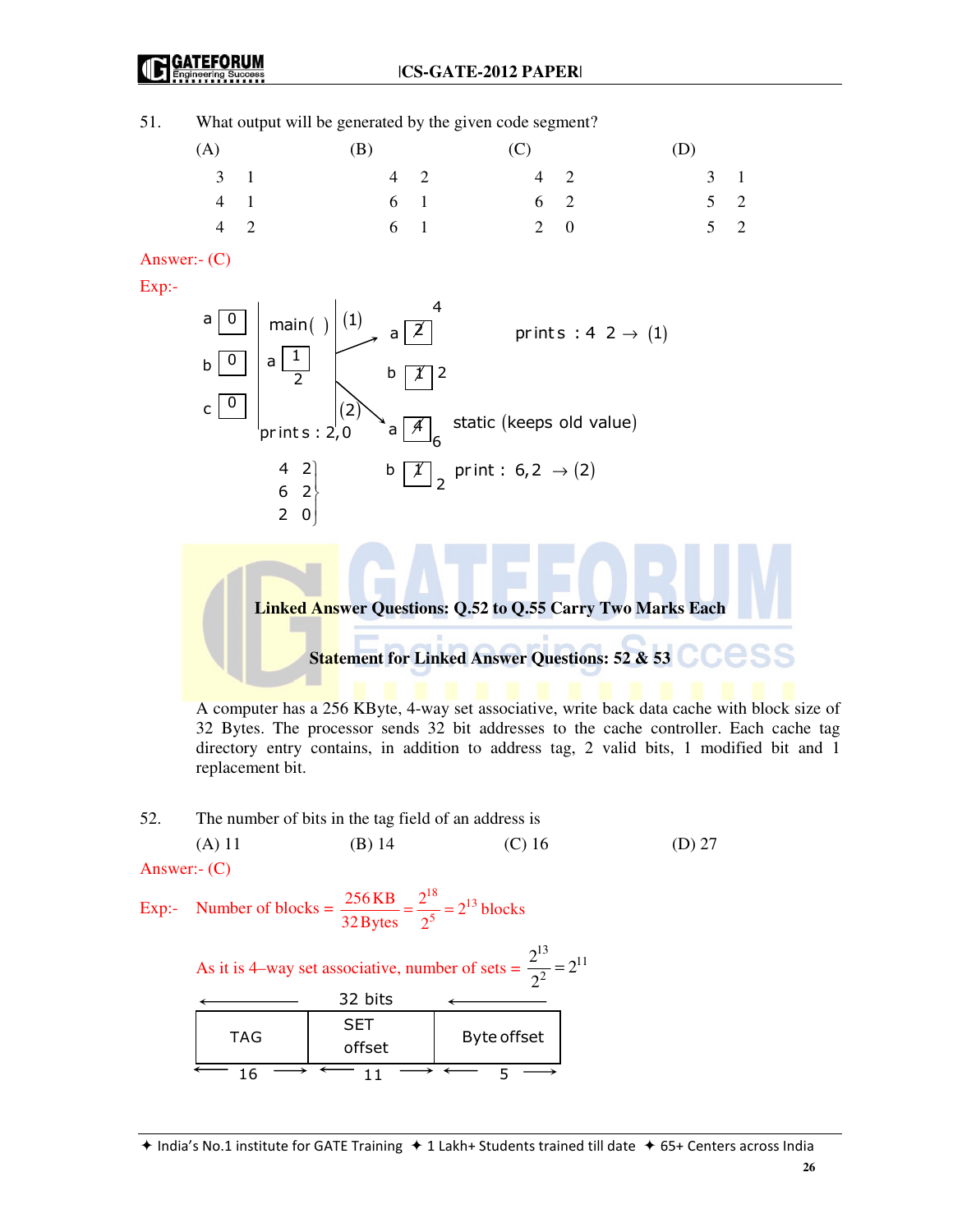51. What output will be generated by the given code segment?

| (A) | (B) | (C) | (D) |
|---|---|---|---|
| 3 1 | 4 2 | 4 2 | 3 1 |
| 4 1 | 6 1 | 6 2 | 5 2 |
| 4 2 | 6 1 | 2 0 | 5 2 |

Answer:- (C)

Exp:-

a [0], b [0], c [0]

main( ): a [1] → 2

(1) a [2] → 4; b [1] → 2 — prints : 4 2 → (1)

(2) a [4] → 6 — static (keeps old value); b [1] → 2 — print : 6,2 → (2)

prints : 2,0

4 2
6 2
2 0

## Linked Answer Questions: Q.52 to Q.55 Carry Two Marks Each

### Statement for Linked Answer Questions: 52 & 53

A computer has a 256 KByte, 4-way set associative, write back data cache with block size of 32 Bytes. The processor sends 32 bit addresses to the cache controller. Each cache tag directory entry contains, in addition to address tag, 2 valid bits, 1 modified bit and 1 replacement bit.

52. The number of bits in the tag field of an address is

(A) 11 (B) 14 (C) 16 (D) 27

Answer:- (C)

Exp:- Number of blocks $= \frac{256\,\text{KB}}{32\,\text{Bytes}} = \frac{2^{18}}{2^{5}} = 2^{13}$ blocks

As it is 4–way set associative, number of sets $= \frac{2^{13}}{2^{2}} = 2^{11}$

| TAG | SET offset | Byte offset |
|---|---|---|
| 16 | 11 | 5 |

(32 bits total)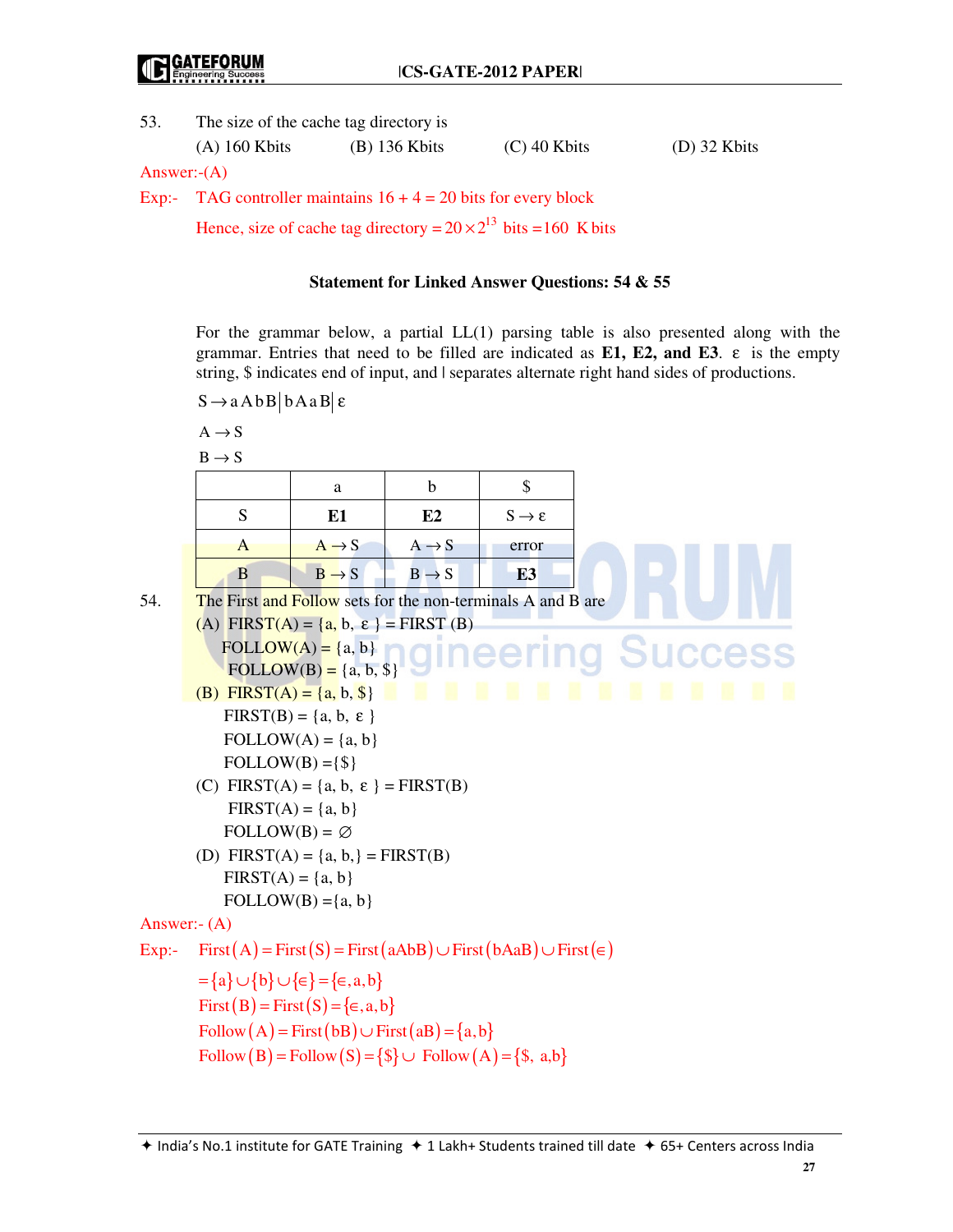53. The size of the cache tag directory is

(A) 160 Kbits (B) 136 Kbits (C) 40 Kbits (D) 32 Kbits

Answer:-(A)

Exp:- TAG controller maintains 16 + 4 = 20 bits for every block

Hence, size of cache tag directory $= 20 \times 2^{13}$ bits $= 160$ K bits

**Statement for Linked Answer Questions: 54 & 55**

For the grammar below, a partial LL(1) parsing table is also presented along with the grammar. Entries that need to be filled are indicated as **E1, E2, and E3**. $\varepsilon$ is the empty string, \$ indicates end of input, and | separates alternate right hand sides of productions.

$S \rightarrow aAbB \mid bAaB \mid \varepsilon$

$A \rightarrow S$

$B \rightarrow S$

| | a | b | \$ |
|---|---|---|---|
| S | **E1** | **E2** | $S \rightarrow \varepsilon$ |
| A | $A \rightarrow S$ | $A \rightarrow S$ | error |
| B | $B \rightarrow S$ | $B \rightarrow S$ | **E3** |

54. The First and Follow sets for the non-terminals A and B are

(A) FIRST(A) = {a, b, $\varepsilon$ } = FIRST (B)
FOLLOW(A) = {a, b}
FOLLOW(B) = {a, b, \$}

(B) FIRST(A) = {a, b, \$}
FIRST(B) = {a, b, $\varepsilon$ }
FOLLOW(A) = {a, b}
FOLLOW(B) ={\$}

(C) FIRST(A) = {a, b, $\varepsilon$ } = FIRST(B)
FIRST(A) = {a, b}
FOLLOW(B) = $\varnothing$

(D) FIRST(A) = {a, b,} = FIRST(B)
FIRST(A) = {a, b}
FOLLOW(B) ={a, b}

Answer:- (A)

Exp:- $\text{First}(A) = \text{First}(S) = \text{First}(aAbB) \cup \text{First}(bAaB) \cup \text{First}(\epsilon)$

$= \{a\} \cup \{b\} \cup \{\epsilon\} = \{\epsilon, a, b\}$

$\text{First}(B) = \text{First}(S) = \{\epsilon, a, b\}$

$\text{Follow}(A) = \text{First}(bB) \cup \text{First}(aB) = \{a, b\}$

$\text{Follow}(B) = \text{Follow}(S) = \{\$\} \cup \text{Follow}(A) = \{\$, a, b\}$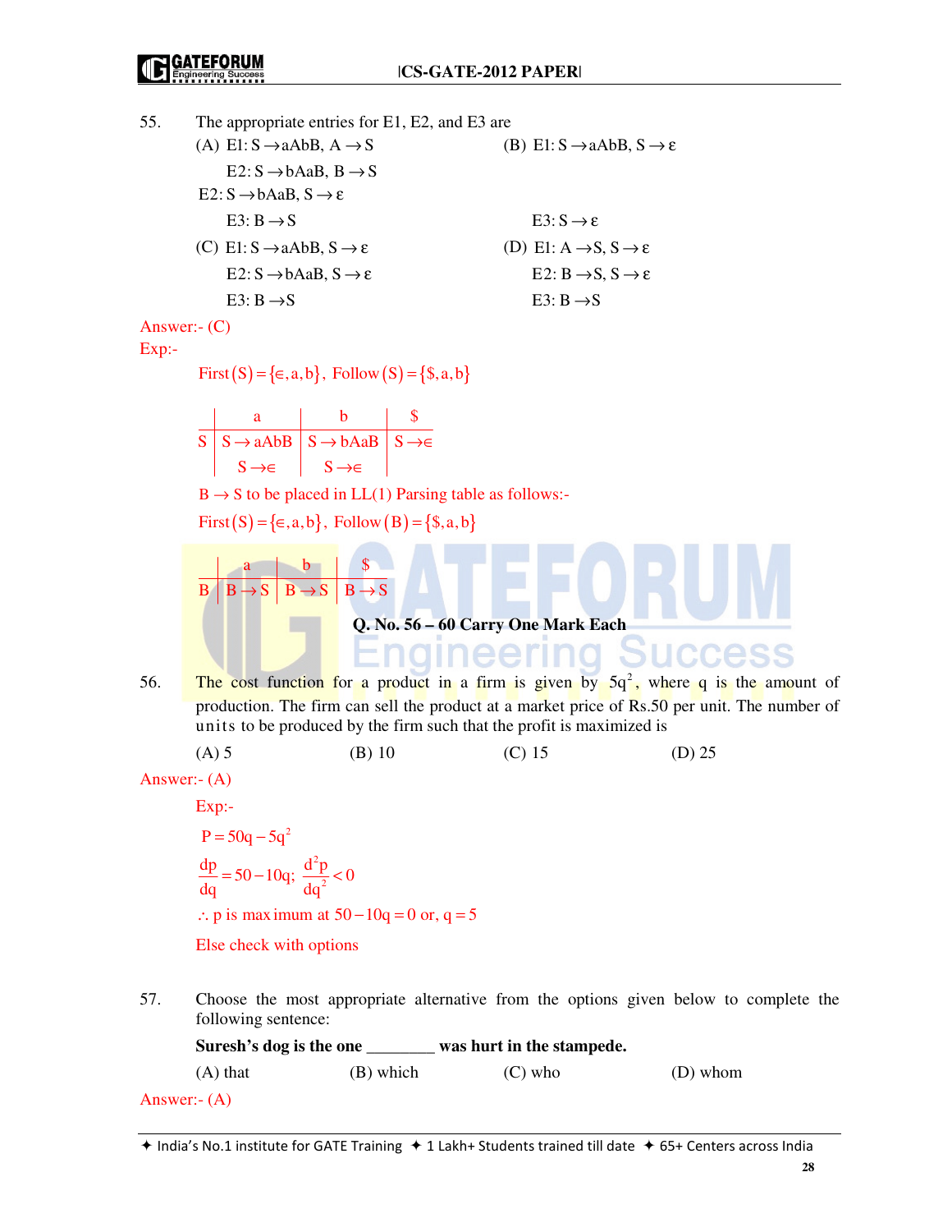55. The appropriate entries for E1, E2, and E3 are

(A) E1: $S \to aAbB,\ A \to S$
E2: $S \to bAaB,\ B \to S$
E3: $B \to S$

(B) E1: $S \to aAbB,\ S \to \varepsilon$
E2: $S \to bAaB,\ S \to \varepsilon$
E3: $S \to \varepsilon$

(C) E1: $S \to aAbB,\ S \to \varepsilon$
E2: $S \to bAaB,\ S \to \varepsilon$
E3: $B \to S$

(D) E1: $A \to S,\ S \to \varepsilon$
E2: $B \to S,\ S \to \varepsilon$
E3: $B \to S$

Answer:- (C)

Exp:-

$\text{First}(S) = \{\epsilon, a, b\},\ \text{Follow}(S) = \{\$, a, b\}$

| | a | b | $ |
|---|---|---|---|
| S | $S \to aAbB$ <br> $S \to \epsilon$ | $S \to bAaB$ <br> $S \to \epsilon$ | $S \to \epsilon$ |

$B \to S$ to be placed in LL(1) Parsing table as follows:-

$\text{First}(S) = \{\epsilon, a, b\},\ \text{Follow}(B) = \{\$, a, b\}$

| | a | b | $ |
|---|---|---|---|
| B | $B \to S$ | $B \to S$ | $B \to S$ |

**Q. No. 56 – 60 Carry One Mark Each**

56. The cost function for a product in a firm is given by $5q^2$, where q is the amount of production. The firm can sell the product at a market price of Rs.50 per unit. The number of units to be produced by the firm such that the profit is maximized is

(A) 5 (B) 10 (C) 15 (D) 25

Answer:- (A)

Exp:-

$P = 50q - 5q^2$

$\frac{dp}{dq} = 50 - 10q;\ \frac{d^2p}{dq^2} < 0$

$\therefore$ p is maximum at $50 - 10q = 0$ or, $q = 5$

Else check with options

57. Choose the most appropriate alternative from the options given below to complete the following sentence:

**Suresh's dog is the one ________ was hurt in the stampede.**

(A) that (B) which (C) who (D) whom

Answer:- (A)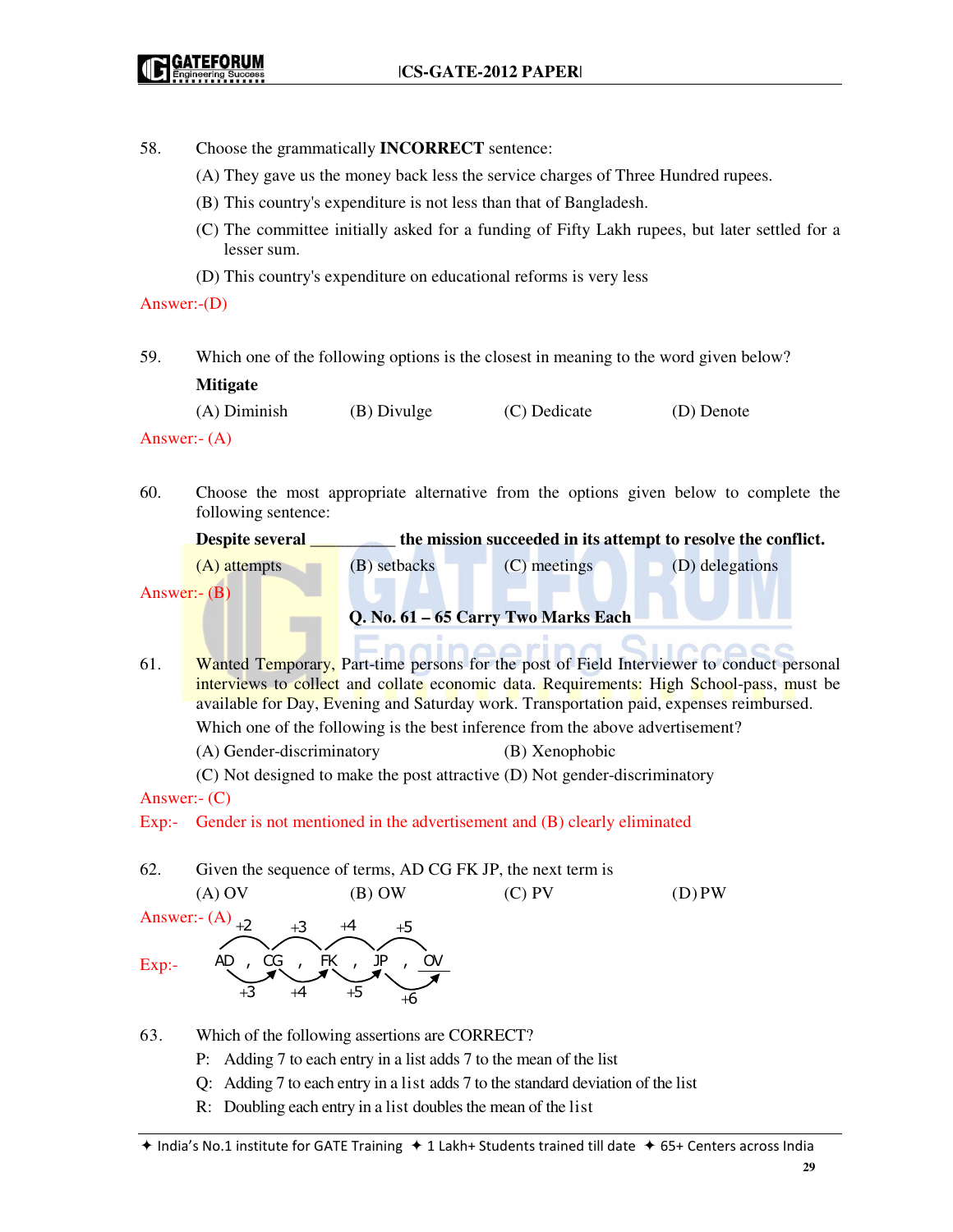58. Choose the grammatically **INCORRECT** sentence:

(A) They gave us the money back less the service charges of Three Hundred rupees.

(B) This country's expenditure is not less than that of Bangladesh.

(C) The committee initially asked for a funding of Fifty Lakh rupees, but later settled for a lesser sum.

(D) This country's expenditure on educational reforms is very less

Answer:-(D)

59. Which one of the following options is the closest in meaning to the word given below?

**Mitigate**

(A) Diminish (B) Divulge (C) Dedicate (D) Denote

Answer:- (A)

60. Choose the most appropriate alternative from the options given below to complete the following sentence:

**Despite several __________ the mission succeeded in its attempt to resolve the conflict.**

(A) attempts (B) setbacks (C) meetings (D) delegations

Answer:- (B)

**Q. No. 61 – 65 Carry Two Marks Each**

61. Wanted Temporary, Part-time persons for the post of Field Interviewer to conduct personal interviews to collect and collate economic data. Requirements: High School-pass, must be available for Day, Evening and Saturday work. Transportation paid, expenses reimbursed.

Which one of the following is the best inference from the above advertisement?

(A) Gender-discriminatory (B) Xenophobic

(C) Not designed to make the post attractive (D) Not gender-discriminatory

Answer:- (C)

Exp:- Gender is not mentioned in the advertisement and (B) clearly eliminated

62. Given the sequence of terms, AD CG FK JP, the next term is

(A) OV (B) OW (C) PV (D) PW

Answer:- (A)

Exp:- AD , CG , FK , JP , OV (first letters: +2, +3, +4, +5; second letters: +3, +4, +5, +6)

63. Which of the following assertions are CORRECT?

P: Adding 7 to each entry in a list adds 7 to the mean of the list

Q: Adding 7 to each entry in a list adds 7 to the standard deviation of the list

R: Doubling each entry in a list doubles the mean of the list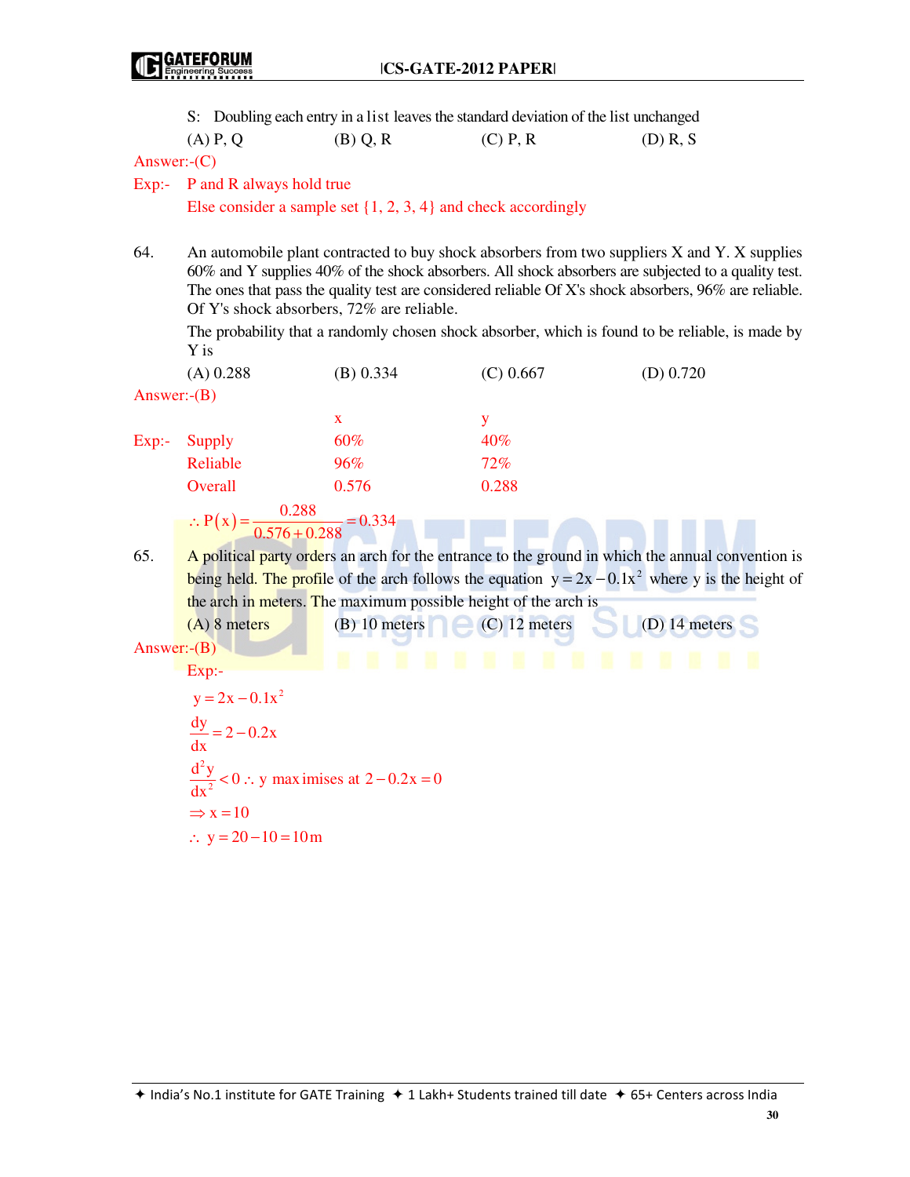S: Doubling each entry in a list leaves the standard deviation of the list unchanged

(A) P, Q (B) Q, R (C) P, R (D) R, S

Answer:-(C)

Exp:- P and R always hold true

Else consider a sample set {1, 2, 3, 4} and check accordingly

64. An automobile plant contracted to buy shock absorbers from two suppliers X and Y. X supplies 60% and Y supplies 40% of the shock absorbers. All shock absorbers are subjected to a quality test. The ones that pass the quality test are considered reliable Of X's shock absorbers, 96% are reliable. Of Y's shock absorbers, 72% are reliable.

The probability that a randomly chosen shock absorber, which is found to be reliable, is made by Y is

(A) 0.288 (B) 0.334 (C) 0.667 (D) 0.720

Answer:-(B)

Exp:-

| | x | y |
|---|---|---|
| Supply | 60% | 40% |
| Reliable | 96% | 72% |
| Overall | 0.576 | 0.288 |

$$\therefore P(x) = \frac{0.288}{0.576 + 0.288} = 0.334$$

65. A political party orders an arch for the entrance to the ground in which the annual convention is being held. The profile of the arch follows the equation $y = 2x - 0.1x^2$ where y is the height of the arch in meters. The maximum possible height of the arch is

(A) 8 meters (B) 10 meters (C) 12 meters (D) 14 meters

Answer:-(B)

Exp:-

$$y = 2x - 0.1x^2$$

$$\frac{dy}{dx} = 2 - 0.2x$$

$$\frac{d^2y}{dx^2} < 0 \therefore \text{ y maximises at } 2 - 0.2x = 0$$

$$\Rightarrow x = 10$$

$$\therefore \; y = 20 - 10 = 10\text{m}$$